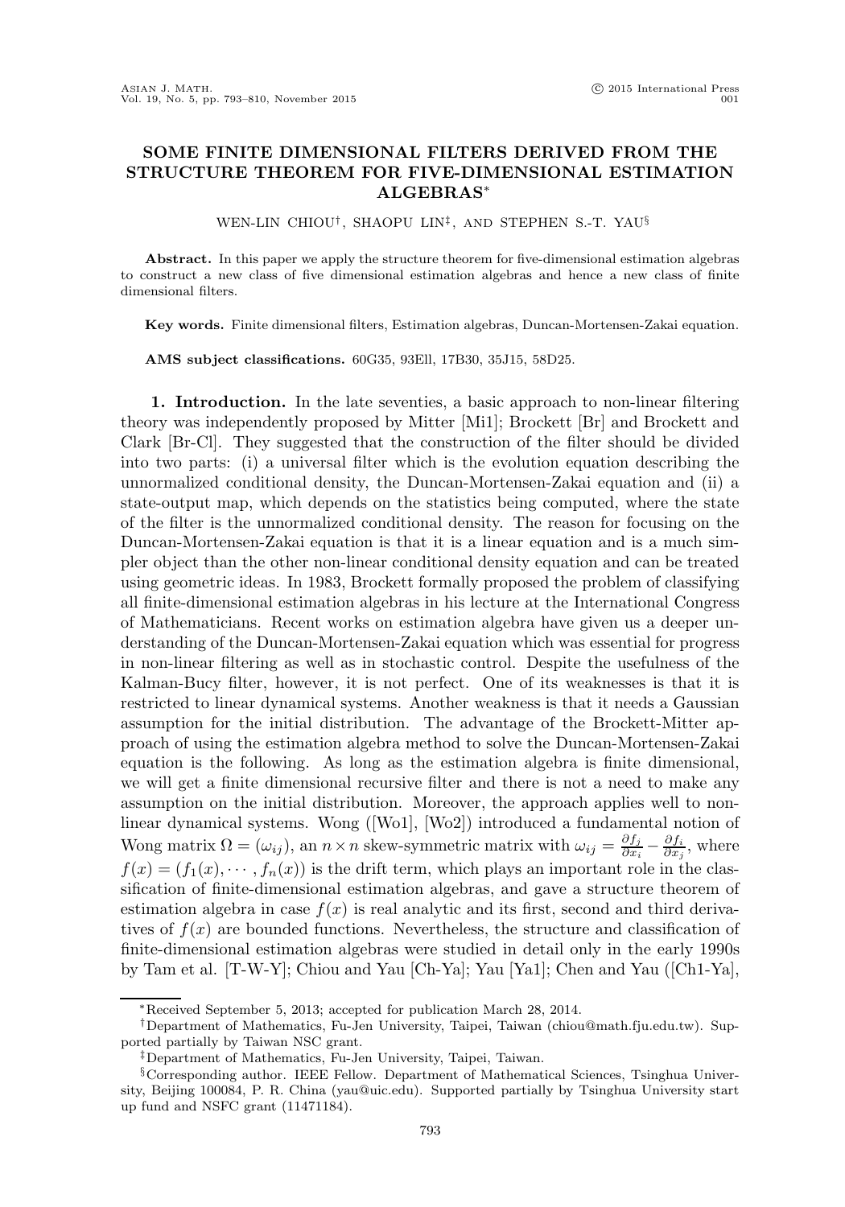# SOME FINITE DIMENSIONAL FILTERS DERIVED FROM THE STRUCTURE THEOREM FOR FIVE-DIMENSIONAL ESTIMATION ALGEBRAS*

WEN-LIN CHIOU†, SHAOPU LIN‡, AND STEPHEN S.-T. YAU§

**Abstract.** In this paper we apply the structure theorem for five-dimensional estimation algebras to construct a new class of five dimensional estimation algebras and hence a new class of finite dimensional filters.

**Key words.** Finite dimensional filters, Estimation algebras, Duncan-Mortensen-Zakai equation.

**AMS subject classifications.** 60G35, 93Ell, 17B30, 35J15, 58D25.

**1. Introduction.** In the late seventies, a basic approach to non-linear filtering theory was independently proposed by Mitter [Mi1]; Brockett [Br] and Brockett and Clark [Br-Cl]. They suggested that the construction of the filter should be divided into two parts: (i) a universal filter which is the evolution equation describing the unnormalized conditional density, the Duncan-Mortensen-Zakai equation and (ii) a state-output map, which depends on the statistics being computed, where the state of the filter is the unnormalized conditional density. The reason for focusing on the Duncan-Mortensen-Zakai equation is that it is a linear equation and is a much simpler object than the other non-linear conditional density equation and can be treated using geometric ideas. In 1983, Brockett formally proposed the problem of classifying all finite-dimensional estimation algebras in his lecture at the International Congress of Mathematicians. Recent works on estimation algebra have given us a deeper understanding of the Duncan-Mortensen-Zakai equation which was essential for progress in non-linear filtering as well as in stochastic control. Despite the usefulness of the Kalman-Bucy filter, however, it is not perfect. One of its weaknesses is that it is restricted to linear dynamical systems. Another weakness is that it needs a Gaussian assumption for the initial distribution. The advantage of the Brockett-Mitter approach of using the estimation algebra method to solve the Duncan-Mortensen-Zakai equation is the following. As long as the estimation algebra is finite dimensional, we will get a finite dimensional recursive filter and there is not a need to make any assumption on the initial distribution. Moreover, the approach applies well to non-linear dynamical systems. Wong ([Wo1], [Wo2]) introduced a fundamental notion of Wong matrix $\Omega = (\omega_{ij})$, an $n \times n$ skew-symmetric matrix with $\omega_{ij} = \frac{\partial f_j}{\partial x_i} - \frac{\partial f_i}{\partial x_j}$, where $f(x) = (f_1(x), \cdots, f_n(x))$ is the drift term, which plays an important role in the classification of finite-dimensional estimation algebras, and gave a structure theorem of estimation algebra in case $f(x)$ is real analytic and its first, second and third derivatives of $f(x)$ are bounded functions. Nevertheless, the structure and classification of finite-dimensional estimation algebras were studied in detail only in the early 1990s by Tam et al. [T-W-Y]; Chiou and Yau [Ch-Ya]; Yau [Ya1]; Chen and Yau ([Ch1-Ya],

---

*Received September 5, 2013; accepted for publication March 28, 2014.

†Department of Mathematics, Fu-Jen University, Taipei, Taiwan (chiou@math.fju.edu.tw). Supported partially by Taiwan NSC grant.

‡Department of Mathematics, Fu-Jen University, Taipei, Taiwan.

§Corresponding author. IEEE Fellow. Department of Mathematical Sciences, Tsinghua University, Beijing 100084, P. R. China (yau@uic.edu). Supported partially by Tsinghua University start up fund and NSFC grant (11471184).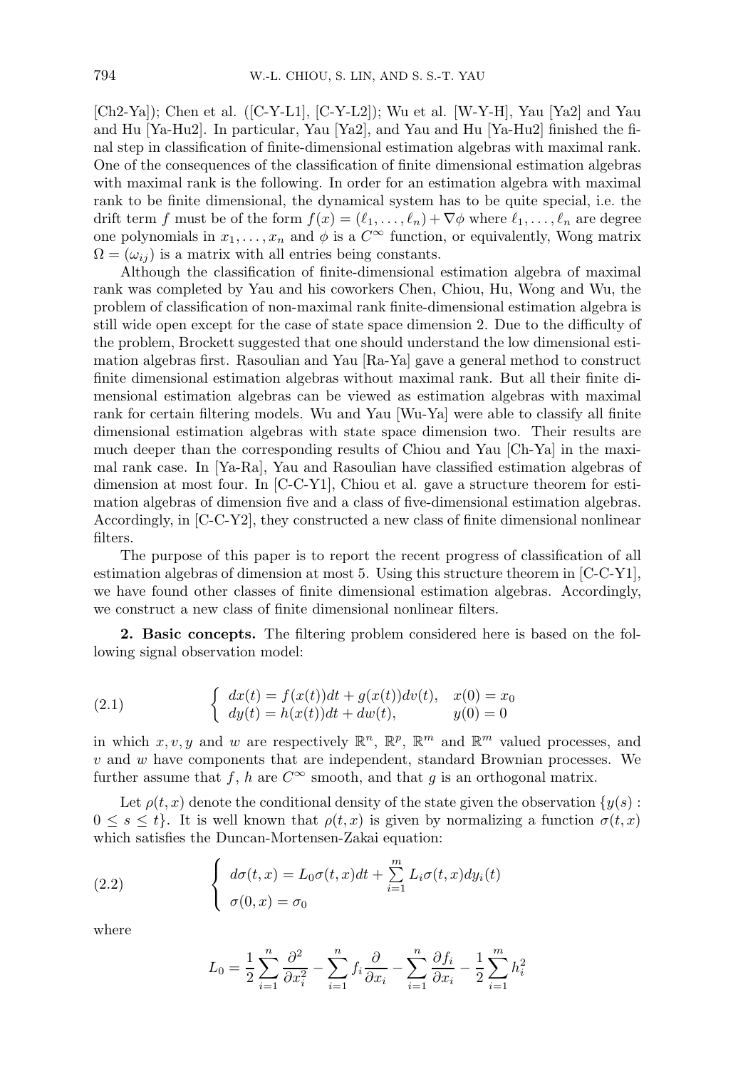[Ch2-Ya]); Chen et al. ([C-Y-L1], [C-Y-L2]); Wu et al. [W-Y-H], Yau [Ya2] and Yau and Hu [Ya-Hu2]. In particular, Yau [Ya2], and Yau and Hu [Ya-Hu2] finished the final step in classification of finite-dimensional estimation algebras with maximal rank. One of the consequences of the classification of finite dimensional estimation algebras with maximal rank is the following. In order for an estimation algebra with maximal rank to be finite dimensional, the dynamical system has to be quite special, i.e. the drift term $f$ must be of the form $f(x) = (\ell_1, \ldots, \ell_n) + \nabla\phi$ where $\ell_1, \ldots, \ell_n$ are degree one polynomials in $x_1, \ldots, x_n$ and $\phi$ is a $C^\infty$ function, or equivalently, Wong matrix $\Omega = (\omega_{ij})$ is a matrix with all entries being constants.

Although the classification of finite-dimensional estimation algebra of maximal rank was completed by Yau and his coworkers Chen, Chiou, Hu, Wong and Wu, the problem of classification of non-maximal rank finite-dimensional estimation algebra is still wide open except for the case of state space dimension 2. Due to the difficulty of the problem, Brockett suggested that one should understand the low dimensional estimation algebras first. Rasoulian and Yau [Ra-Ya] gave a general method to construct finite dimensional estimation algebras without maximal rank. But all their finite dimensional estimation algebras can be viewed as estimation algebras with maximal rank for certain filtering models. Wu and Yau [Wu-Ya] were able to classify all finite dimensional estimation algebras with state space dimension two. Their results are much deeper than the corresponding results of Chiou and Yau [Ch-Ya] in the maximal rank case. In [Ya-Ra], Yau and Rasoulian have classified estimation algebras of dimension at most four. In [C-C-Y1], Chiou et al. gave a structure theorem for estimation algebras of dimension five and a class of five-dimensional estimation algebras. Accordingly, in [C-C-Y2], they constructed a new class of finite dimensional nonlinear filters.

The purpose of this paper is to report the recent progress of classification of all estimation algebras of dimension at most 5. Using this structure theorem in [C-C-Y1], we have found other classes of finite dimensional estimation algebras. Accordingly, we construct a new class of finite dimensional nonlinear filters.

**2. Basic concepts.** The filtering problem considered here is based on the following signal observation model:

$$
\begin{cases} dx(t) = f(x(t))dt + g(x(t))dv(t), & x(0) = x_0 \\ dy(t) = h(x(t))dt + dw(t), & y(0) = 0 \end{cases} \tag{2.1}
$$

in which $x, v, y$ and $w$ are respectively $\mathbb{R}^n$, $\mathbb{R}^p$, $\mathbb{R}^m$ and $\mathbb{R}^m$ valued processes, and $v$ and $w$ have components that are independent, standard Brownian processes. We further assume that $f$, $h$ are $C^\infty$ smooth, and that $g$ is an orthogonal matrix.

Let $\rho(t, x)$ denote the conditional density of the state given the observation $\{y(s) : 0 \le s \le t\}$. It is well known that $\rho(t, x)$ is given by normalizing a function $\sigma(t, x)$ which satisfies the Duncan-Mortensen-Zakai equation:

$$
\begin{cases} d\sigma(t, x) = L_0\sigma(t, x)dt + \sum\limits_{i=1}^{m} L_i\sigma(t, x)dy_i(t) \\ \sigma(0, x) = \sigma_0 \end{cases} \tag{2.2}
$$

where

$$
L_0 = \frac{1}{2}\sum_{i=1}^{n}\frac{\partial^2}{\partial x_i^2} - \sum_{i=1}^{n} f_i\frac{\partial}{\partial x_i} - \sum_{i=1}^{n}\frac{\partial f_i}{\partial x_i} - \frac{1}{2}\sum_{i=1}^{m} h_i^2
$$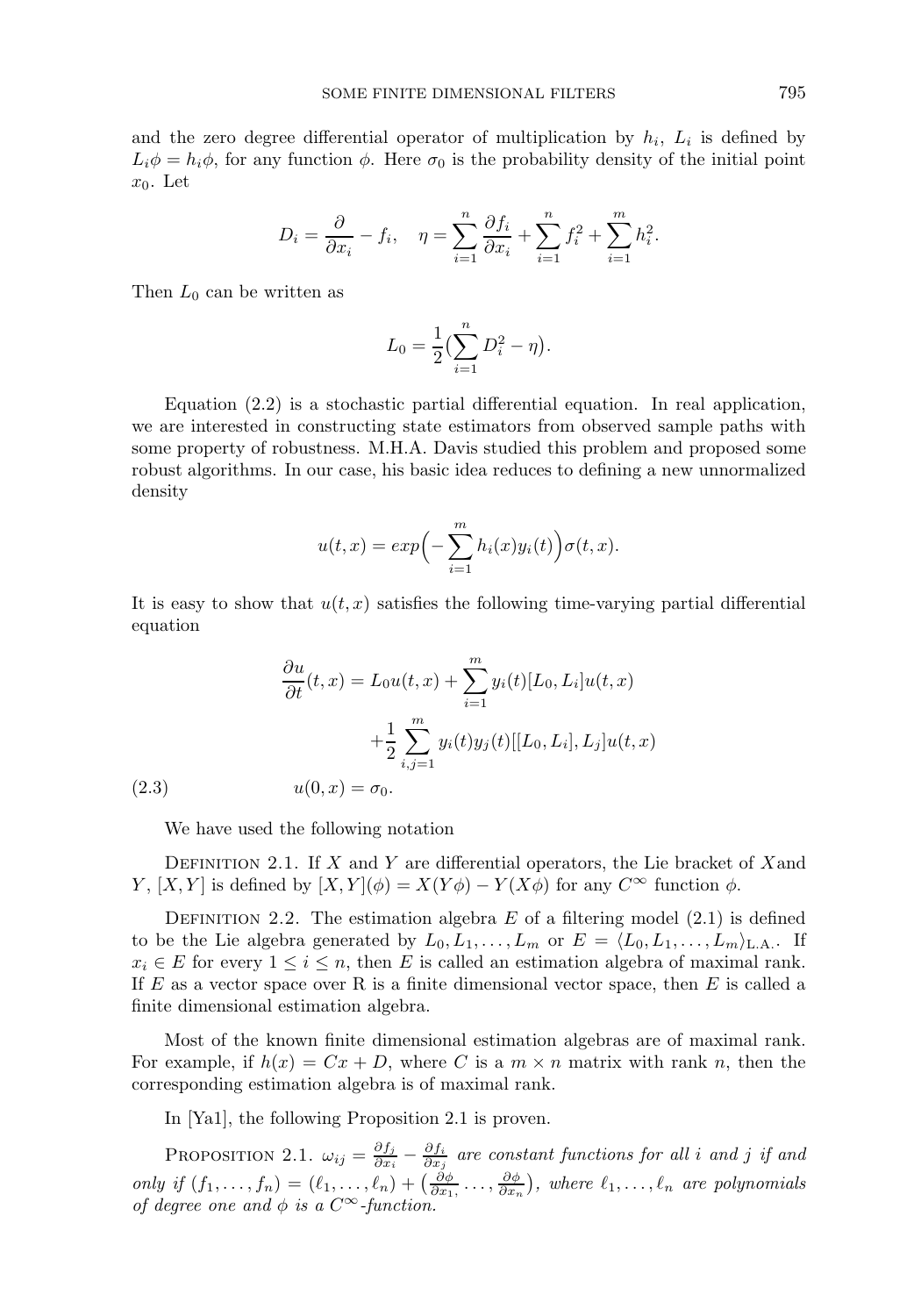and the zero degree differential operator of multiplication by $h_i$, $L_i$ is defined by $L_i\phi = h_i\phi$, for any function $\phi$. Here $\sigma_0$ is the probability density of the initial point $x_0$. Let

$$D_i = \frac{\partial}{\partial x_i} - f_i, \quad \eta = \sum_{i=1}^{n} \frac{\partial f_i}{\partial x_i} + \sum_{i=1}^{n} f_i^2 + \sum_{i=1}^{m} h_i^2.$$

Then $L_0$ can be written as

$$L_0 = \frac{1}{2}\big(\sum_{i=1}^{n} D_i^2 - \eta\big).$$

Equation (2.2) is a stochastic partial differential equation. In real application, we are interested in constructing state estimators from observed sample paths with some property of robustness. M.H.A. Davis studied this problem and proposed some robust algorithms. In our case, his basic idea reduces to defining a new unnormalized density

$$u(t,x) = exp\Big(-\sum_{i=1}^{m} h_i(x)y_i(t)\Big)\sigma(t,x).$$

It is easy to show that $u(t,x)$ satisfies the following time-varying partial differential equation

$$\begin{aligned}
\frac{\partial u}{\partial t}(t,x) &= L_0 u(t,x) + \sum_{i=1}^{m} y_i(t)[L_0, L_i]u(t,x) \\
&\quad + \frac{1}{2}\sum_{i,j=1}^{m} y_i(t)y_j(t)[[L_0, L_i], L_j]u(t,x) \\
u(0,x) &= \sigma_0.
\end{aligned} \tag{2.3}$$

We have used the following notation

Definition 2.1. If $X$ and $Y$ are differential operators, the Lie bracket of $X$and $Y$, $[X,Y]$ is defined by $[X,Y](\phi) = X(Y\phi) - Y(X\phi)$ for any $C^\infty$ function $\phi$.

Definition 2.2. The estimation algebra $E$ of a filtering model (2.1) is defined to be the Lie algebra generated by $L_0, L_1, \ldots, L_m$ or $E = \langle L_0, L_1, \ldots, L_m\rangle_{\text{L.A.}}$. If $x_i \in E$ for every $1 \le i \le n$, then $E$ is called an estimation algebra of maximal rank. If $E$ as a vector space over R is a finite dimensional vector space, then $E$ is called a finite dimensional estimation algebra.

Most of the known finite dimensional estimation algebras are of maximal rank. For example, if $h(x) = Cx + D$, where $C$ is a $m \times n$ matrix with rank $n$, then the corresponding estimation algebra is of maximal rank.

In [Ya1], the following Proposition 2.1 is proven.

Proposition 2.1. *$\omega_{ij} = \frac{\partial f_j}{\partial x_i} - \frac{\partial f_i}{\partial x_j}$ are constant functions for all $i$ and $j$ if and only if $(f_1, \ldots, f_n) = (\ell_1, \ldots, \ell_n) + \big(\frac{\partial \phi}{\partial x_1}, \ldots, \frac{\partial \phi}{\partial x_n}\big)$, where $\ell_1, \ldots, \ell_n$ are polynomials of degree one and $\phi$ is a $C^\infty$-function.*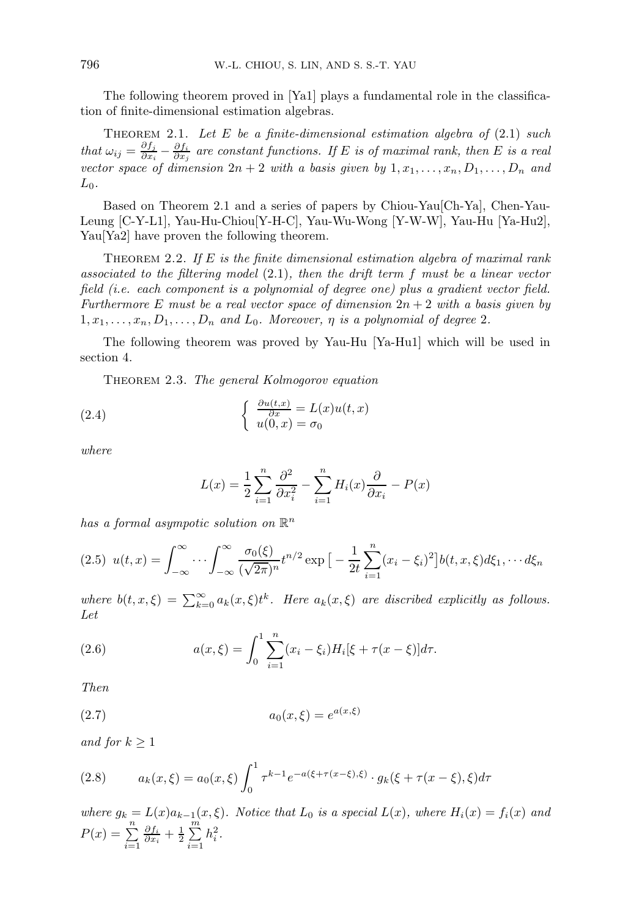The following theorem proved in [Ya1] plays a fundamental role in the classification of finite-dimensional estimation algebras.

THEOREM 2.1. *Let $E$ be a finite-dimensional estimation algebra of* (2.1) *such that $\omega_{ij} = \frac{\partial f_j}{\partial x_i} - \frac{\partial f_i}{\partial x_j}$ are constant functions. If $E$ is of maximal rank, then $E$ is a real vector space of dimension $2n+2$ with a basis given by $1, x_1, \ldots, x_n, D_1, \ldots, D_n$ and $L_0$.*

Based on Theorem 2.1 and a series of papers by Chiou-Yau[Ch-Ya], Chen-Yau-Leung [C-Y-L1], Yau-Hu-Chiou[Y-H-C], Yau-Wu-Wong [Y-W-W], Yau-Hu [Ya-Hu2], Yau[Ya2] have proven the following theorem.

THEOREM 2.2. *If $E$ is the finite dimensional estimation algebra of maximal rank associated to the filtering model* (2.1)*, then the drift term $f$ must be a linear vector field (i.e. each component is a polynomial of degree one) plus a gradient vector field. Furthermore $E$ must be a real vector space of dimension $2n+2$ with a basis given by $1, x_1, \ldots, x_n, D_1, \ldots, D_n$ and $L_0$. Moreover, $\eta$ is a polynomial of degree* 2.

The following theorem was proved by Yau-Hu [Ya-Hu1] which will be used in section 4.

THEOREM 2.3. *The general Kolmogorov equation*

$$\begin{cases} \frac{\partial u(t,x)}{\partial x} = L(x)u(t,x) \\ u(0,x) = \sigma_0 \end{cases} \tag{2.4}$$

*where*

$$L(x) = \frac{1}{2}\sum_{i=1}^{n} \frac{\partial^2}{\partial x_i^2} - \sum_{i=1}^{n} H_i(x)\frac{\partial}{\partial x_i} - P(x)$$

*has a formal asympotic solution on $\mathbb{R}^n$*

$$u(t,x) = \int_{-\infty}^{\infty} \cdots \int_{-\infty}^{\infty} \frac{\sigma_0(\xi)}{(\sqrt{2\pi})^n} t^{n/2} \exp\big[-\frac{1}{2t}\sum_{i=1}^{n}(x_i - \xi_i)^2\big] b(t,x,\xi) d\xi_1, \cdots d\xi_n \tag{2.5}$$

*where $b(t,x,\xi) = \sum_{k=0}^{\infty} a_k(x,\xi)t^k$. Here $a_k(x,\xi)$ are discribed explicitly as follows. Let*

$$a(x,\xi) = \int_0^1 \sum_{i=1}^{n} (x_i - \xi_i) H_i[\xi + \tau(x - \xi)] d\tau. \tag{2.6}$$

*Then*

$$a_0(x,\xi) = e^{a(x,\xi)} \tag{2.7}$$

*and for $k \geq 1$*

$$a_k(x,\xi) = a_0(x,\xi) \int_0^1 \tau^{k-1} e^{-a(\xi+\tau(x-\xi),\xi)} \cdot g_k(\xi + \tau(x-\xi), \xi) d\tau \tag{2.8}$$

*where $g_k = L(x)a_{k-1}(x,\xi)$. Notice that $L_0$ is a special $L(x)$, where $H_i(x) = f_i(x)$ and $P(x) = \sum_{i=1}^{n} \frac{\partial f_i}{\partial x_i} + \frac{1}{2}\sum_{i=1}^{m} h_i^2$.*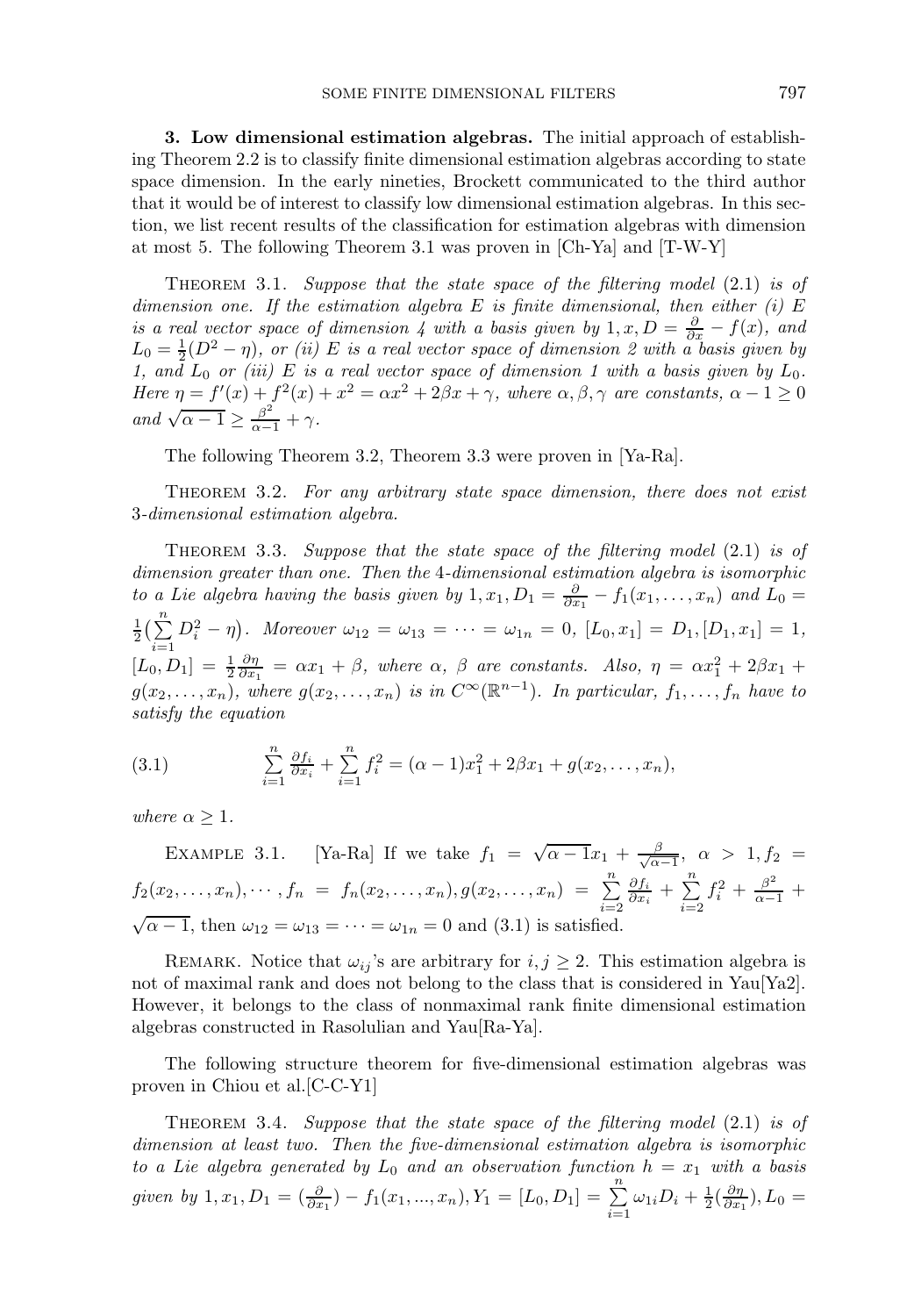**3. Low dimensional estimation algebras.** The initial approach of establishing Theorem 2.2 is to classify finite dimensional estimation algebras according to state space dimension. In the early nineties, Brockett communicated to the third author that it would be of interest to classify low dimensional estimation algebras. In this section, we list recent results of the classification for estimation algebras with dimension at most 5. The following Theorem 3.1 was proven in [Ch-Ya] and [T-W-Y]

Theorem 3.1. *Suppose that the state space of the filtering model* (2.1) *is of dimension one. If the estimation algebra $E$ is finite dimensional, then either (i) $E$ is a real vector space of dimension 4 with a basis given by $1, x, D = \frac{\partial}{\partial x} - f(x)$, and $L_0 = \frac{1}{2}(D^2 - \eta)$, or (ii) $E$ is a real vector space of dimension 2 with a basis given by 1, and $L_0$ or (iii) $E$ is a real vector space of dimension 1 with a basis given by $L_0$. Here $\eta = f'(x) + f^2(x) + x^2 = \alpha x^2 + 2\beta x + \gamma$, where $\alpha, \beta, \gamma$ are constants, $\alpha - 1 \geq 0$ and $\sqrt{\alpha - 1} \geq \frac{\beta^2}{\alpha - 1} + \gamma$.*

The following Theorem 3.2, Theorem 3.3 were proven in [Ya-Ra].

Theorem 3.2. *For any arbitrary state space dimension, there does not exist 3-dimensional estimation algebra.*

Theorem 3.3. *Suppose that the state space of the filtering model* (2.1) *is of dimension greater than one. Then the 4-dimensional estimation algebra is isomorphic to a Lie algebra having the basis given by $1, x_1, D_1 = \frac{\partial}{\partial x_1} - f_1(x_1, \ldots, x_n)$ and $L_0 = \frac{1}{2}\left(\sum_{i=1}^{n} D_i^2 - \eta\right)$. Moreover $\omega_{12} = \omega_{13} = \cdots = \omega_{1n} = 0$, $[L_0, x_1] = D_1, [D_1, x_1] = 1$, $[L_0, D_1] = \frac{1}{2}\frac{\partial \eta}{\partial x_1} = \alpha x_1 + \beta$, where $\alpha$, $\beta$ are constants. Also, $\eta = \alpha x_1^2 + 2\beta x_1 + g(x_2, \ldots, x_n)$, where $g(x_2, \ldots, x_n)$ is in $C^\infty(\mathbb{R}^{n-1})$. In particular, $f_1, \ldots, f_n$ have to satisfy the equation*

$$\sum_{i=1}^{n} \frac{\partial f_i}{\partial x_i} + \sum_{i=1}^{n} f_i^2 = (\alpha - 1)x_1^2 + 2\beta x_1 + g(x_2, \ldots, x_n), \tag{3.1}$$

*where $\alpha \geq 1$.*

Example 3.1. [Ya-Ra] If we take $f_1 = \sqrt{\alpha - 1}x_1 + \frac{\beta}{\sqrt{\alpha - 1}}$, $\alpha > 1, f_2 = f_2(x_2, \ldots, x_n), \cdots, f_n = f_n(x_2, \ldots, x_n), g(x_2, \ldots, x_n) = \sum_{i=2}^{n} \frac{\partial f_i}{\partial x_i} + \sum_{i=2}^{n} f_i^2 + \frac{\beta^2}{\alpha - 1} + \sqrt{\alpha - 1}$, then $\omega_{12} = \omega_{13} = \cdots = \omega_{1n} = 0$ and (3.1) is satisfied.

Remark. Notice that $\omega_{ij}$'s are arbitrary for $i, j \geq 2$. This estimation algebra is not of maximal rank and does not belong to the class that is considered in Yau[Ya2]. However, it belongs to the class of nonmaximal rank finite dimensional estimation algebras constructed in Rasolulian and Yau[Ra-Ya].

The following structure theorem for five-dimensional estimation algebras was proven in Chiou et al.[C-C-Y1]

Theorem 3.4. *Suppose that the state space of the filtering model* (2.1) *is of dimension at least two. Then the five-dimensional estimation algebra is isomorphic to a Lie algebra generated by $L_0$ and an observation function $h = x_1$ with a basis given by $1, x_1, D_1 = (\frac{\partial}{\partial x_1}) - f_1(x_1, ..., x_n), Y_1 = [L_0, D_1] = \sum_{i=1}^{n} \omega_{1i} D_i + \frac{1}{2}(\frac{\partial \eta}{\partial x_1}), L_0 =$*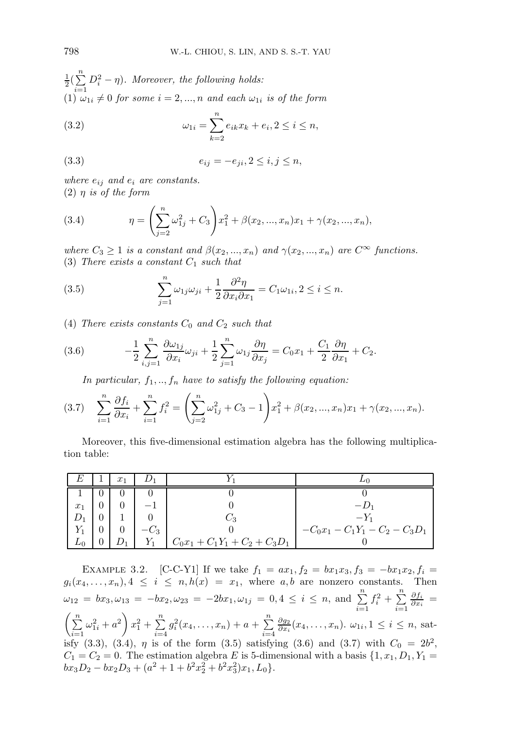$\frac{1}{2}(\sum_{i=1}^{n} D_i^2 - \eta)$. *Moreover, the following holds:*
(1) $\omega_{1i} \neq 0$ *for some* $i = 2, ..., n$ *and each* $\omega_{1i}$ *is of the form*

$$\omega_{1i} = \sum_{k=2}^{n} e_{ik} x_k + e_i, 2 \leq i \leq n, \tag{3.2}$$

$$e_{ij} = -e_{ji}, 2 \leq i, j \leq n, \tag{3.3}$$

*where* $e_{ij}$ *and* $e_i$ *are constants.*
(2) $\eta$ *is of the form*

$$\eta = \left(\sum_{j=2}^{n} \omega_{1j}^2 + C_3\right) x_1^2 + \beta(x_2, ..., x_n) x_1 + \gamma(x_2, ..., x_n), \tag{3.4}$$

*where* $C_3 \geq 1$ *is a constant and* $\beta(x_2, ..., x_n)$ *and* $\gamma(x_2, ..., x_n)$ *are* $C^\infty$ *functions.*
(3) *There exists a constant* $C_1$ *such that*

$$\sum_{j=1}^{n} \omega_{1j}\omega_{ji} + \frac{1}{2}\frac{\partial^2 \eta}{\partial x_i \partial x_1} = C_1 \omega_{1i}, 2 \leq i \leq n. \tag{3.5}$$

(4) *There exists constants* $C_0$ *and* $C_2$ *such that*

$$-\frac{1}{2}\sum_{i,j=1}^{n} \frac{\partial \omega_{1j}}{\partial x_i}\omega_{ji} + \frac{1}{2}\sum_{j=1}^{n} \omega_{1j}\frac{\partial \eta}{\partial x_j} = C_0 x_1 + \frac{C_1}{2}\frac{\partial \eta}{\partial x_1} + C_2. \tag{3.6}$$

*In particular,* $f_1, .., f_n$ *have to satisfy the following equation:*

$$\sum_{i=1}^{n} \frac{\partial f_i}{\partial x_i} + \sum_{i=1}^{n} f_i^2 = \left(\sum_{j=2}^{n} \omega_{1j}^2 + C_3 - 1\right) x_1^2 + \beta(x_2, ..., x_n) x_1 + \gamma(x_2, ..., x_n). \tag{3.7}$$

Moreover, this five-dimensional estimation algebra has the following multiplication table:

| $E$ | $1$ | $x_1$ | $D_1$ | $Y_1$ | $L_0$ |
|---|---|---|---|---|---|
| $1$ | $0$ | $0$ | $0$ | $0$ | $0$ |
| $x_1$ | $0$ | $0$ | $-1$ | $0$ | $-D_1$ |
| $D_1$ | $0$ | $1$ | $0$ | $C_3$ | $-Y_1$ |
| $Y_1$ | $0$ | $0$ | $-C_3$ | $0$ | $-C_0x_1 - C_1Y_1 - C_2 - C_3D_1$ |
| $L_0$ | $0$ | $D_1$ | $Y_1$ | $C_0x_1 + C_1Y_1 + C_2 + C_3D_1$ | $0$ |

Example 3.2. [C-C-Y1] If we take $f_1 = ax_1, f_2 = bx_1x_3, f_3 = -bx_1x_2, f_i = g_i(x_4, \ldots, x_n), 4 \leq i \leq n, h(x) = x_1$, where $a, b$ are nonzero constants. Then $\omega_{12} = bx_3, \omega_{13} = -bx_2, \omega_{23} = -2bx_1, \omega_{1j} = 0, 4 \leq i \leq n$, and $\sum_{i=1}^{n} f_i^2 + \sum_{i=1}^{n} \frac{\partial f_i}{\partial x_i} = \left(\sum_{i=1}^{n} \omega_{1i}^2 + a^2\right) x_1^2 + \sum_{i=4}^{n} g_i^2(x_4, \ldots, x_n) + a + \sum_{i=4}^{n} \frac{\partial g_2}{\partial x_i}(x_4, \ldots, x_n)$. $\omega_{1i}, 1 \leq i \leq n$, satisfy (3.3), (3.4), $\eta$ is of the form (3.5) satisfying (3.6) and (3.7) with $C_0 = 2b^2$, $C_1 = C_2 = 0$. The estimation algebra $E$ is 5-dimensional with a basis $\{1, x_1, D_1, Y_1 = bx_3D_2 - bx_2D_3 + (a^2 + 1 + b^2x_2^2 + b^2x_3^2)x_1, L_0\}$.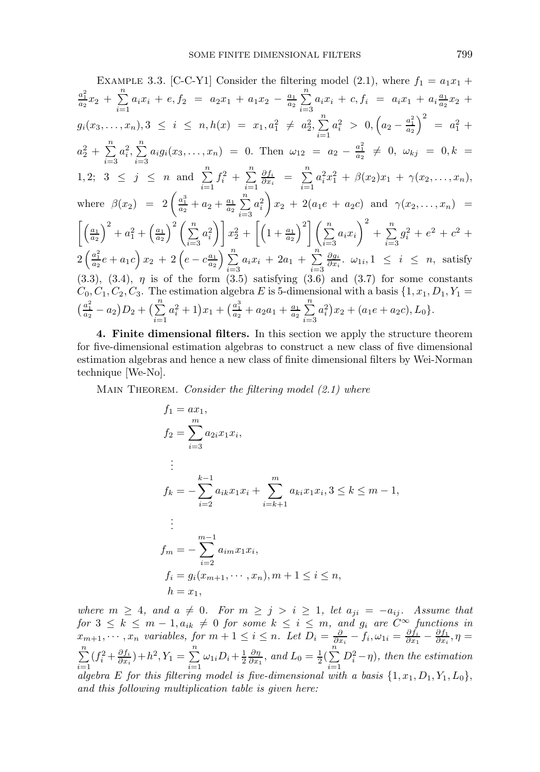Example 3.3. [C-C-Y1] Consider the filtering model (2.1), where $f_1 = a_1x_1 + \frac{a_1^2}{a_2}x_2 + \sum_{i=1}^n a_ix_i + e, f_2 = a_2x_1 + a_1x_2 - \frac{a_1}{a_2}\sum_{i=3}^n a_ix_i + c, f_i = a_ix_1 + a_i\frac{a_1}{a_2}x_2 + g_i(x_3,\ldots,x_n), 3 \le i \le n, h(x) = x_1, a_1^2 \ne a_2^2, \sum_{i=1}^n a_i^2 > 0, \left(a_2 - \frac{a_1^2}{a_2}\right)^2 = a_1^2 + a_2^2 + \sum_{i=3}^n a_i^2, \sum_{i=3}^n a_ig_i(x_3,\ldots,x_n) = 0$. Then $\omega_{12} = a_2 - \frac{a_1^2}{a_2} \ne 0$, $\omega_{kj} = 0, k = 1,2;\ 3 \le j \le n$ and $\sum_{i=1}^n f_i^2 + \sum_{i=1}^n \frac{\partial f_i}{\partial x_i} = \sum_{i=1}^n a_i^2x_1^2 + \beta(x_2)x_1 + \gamma(x_2,\ldots,x_n)$, where $\beta(x_2) = 2\left(\frac{a_1^3}{a_2} + a_2 + \frac{a_1}{a_2}\sum_{i=3}^n a_i^2\right)x_2 + 2(a_1e + a_2c)$ and $\gamma(x_2,\ldots,x_n) = \left[\left(\frac{a_1}{a_2}\right)^2 + a_1^2 + \left(\frac{a_1}{a_2}\right)^2\left(\sum_{i=3}^n a_i^2\right)\right]x_2^2 + \left[\left(1+\frac{a_1}{a_2}\right)^2\right]\left(\sum_{i=3}^n a_ix_i\right)^2 + \sum_{i=3}^n g_i^2 + e^2 + c^2 + 2\left(\frac{a_1^2}{a_2}e + a_1c\right)x_2 + 2\left(e - c\frac{a_1}{a_2}\right)\sum_{i=3}^n a_ix_i + 2a_1 + \sum_{i=3}^n \frac{\partial g_i}{\partial x_i}$. $\omega_{1i}, 1 \le i \le n$, satisfy (3.3), (3.4), $\eta$ is of the form (3.5) satisfying (3.6) and (3.7) for some constants $C_0, C_1, C_2, C_3$. The estimation algebra $E$ is 5-dimensional with a basis $\{1, x_1, D_1, Y_1 = \left(\frac{a_1^2}{a_2} - a_2\right)D_2 + \left(\sum_{i=1}^n a_i^2 + 1\right)x_1 + \left(\frac{a_1^3}{a_2} + a_2a_1 + \frac{a_1}{a_2}\sum_{i=3}^n a_i^2\right)x_2 + (a_1e + a_2c), L_0\}$.

**4. Finite dimensional filters.** In this section we apply the structure theorem for five-dimensional estimation algebras to construct a new class of five dimensional estimation algebras and hence a new class of finite dimensional filters by Wei-Norman technique [We-No].

Main Theorem. *Consider the filtering model (2.1) where*

$$
\begin{aligned}
f_1 &= ax_1,\\
f_2 &= \sum_{i=3}^m a_{2i}x_1x_i,\\
&\vdots\\
f_k &= -\sum_{i=2}^{k-1} a_{ik}x_1x_i + \sum_{i=k+1}^m a_{ki}x_1x_i, 3 \le k \le m-1,\\
&\vdots\\
f_m &= -\sum_{i=2}^{m-1} a_{im}x_1x_i,\\
f_i &= g_i(x_{m+1},\cdots,x_n), m+1 \le i \le n,\\
h &= x_1,
\end{aligned}
$$

*where $m \ge 4$, and $a \ne 0$. For $m \ge j > i \ge 1$, let $a_{ji} = -a_{ij}$. Assume that for $3 \le k \le m-1, a_{ik} \ne 0$ for some $k \le i \le m$, and $g_i$ are $C^\infty$ functions in $x_{m+1},\cdots,x_n$ variables, for $m+1 \le i \le n$. Let $D_i = \frac{\partial}{\partial x_i} - f_i, \omega_{1i} = \frac{\partial f_i}{\partial x_1} - \frac{\partial f_1}{\partial x_i}, \eta = \sum_{i=1}^n (f_i^2 + \frac{\partial f_i}{\partial x_i}) + h^2, Y_1 = \sum_{i=1}^n \omega_{1i}D_i + \frac{1}{2}\frac{\partial \eta}{\partial x_1}$, and $L_0 = \frac{1}{2}(\sum_{i=1}^n D_i^2 - \eta)$, then the estimation algebra $E$ for this filtering model is five-dimensional with a basis $\{1, x_1, D_1, Y_1, L_0\}$, and this following multiplication table is given here:*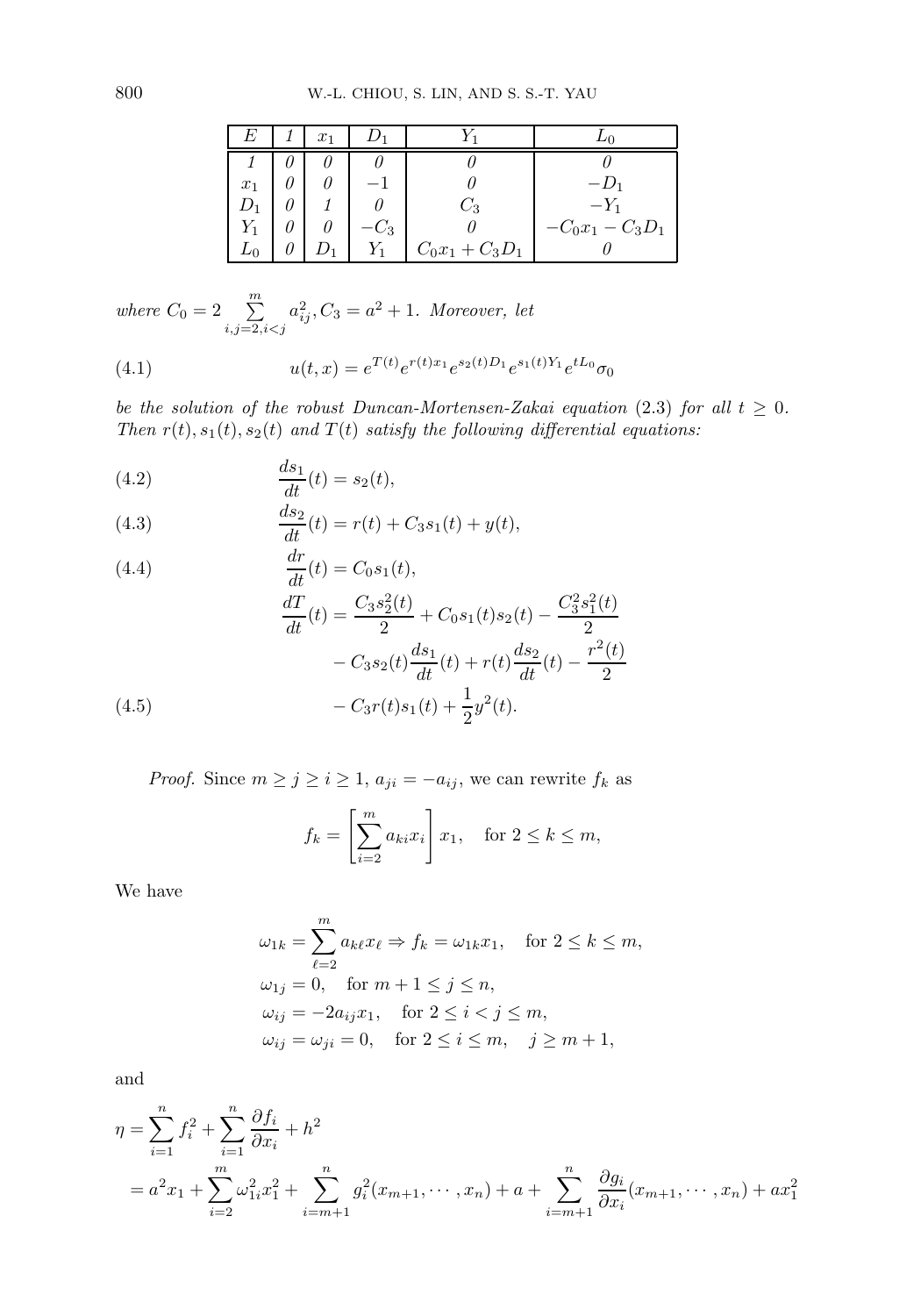| $E$ | $1$ | $x_1$ | $D_1$ | $Y_1$ | $L_0$ |
|---|---|---|---|---|---|
| $1$ | $0$ | $0$ | $0$ | $0$ | $0$ |
| $x_1$ | $0$ | $0$ | $-1$ | $0$ | $-D_1$ |
| $D_1$ | $0$ | $1$ | $0$ | $C_3$ | $-Y_1$ |
| $Y_1$ | $0$ | $0$ | $-C_3$ | $0$ | $-C_0x_1 - C_3D_1$ |
| $L_0$ | $0$ | $D_1$ | $Y_1$ | $C_0x_1 + C_3D_1$ | $0$ |

*where* $C_0 = 2 \sum_{i,j=2,i<j}^{m} a_{ij}^2, C_3 = a^2 + 1$. *Moreover, let*

$$u(t,x) = e^{T(t)} e^{r(t)x_1} e^{s_2(t)D_1} e^{s_1(t)Y_1} e^{tL_0} \sigma_0 \tag{4.1}$$

*be the solution of the robust Duncan-Mortensen-Zakai equation* (2.3) *for all* $t \geq 0$. *Then* $r(t), s_1(t), s_2(t)$ *and* $T(t)$ *satisfy the following differential equations:*

$$\frac{ds_1}{dt}(t) = s_2(t), \tag{4.2}$$

$$\frac{ds_2}{dt}(t) = r(t) + C_3 s_1(t) + y(t), \tag{4.3}$$

$$\frac{dr}{dt}(t) = C_0 s_1(t), \tag{4.4}$$

$$\begin{aligned}
\frac{dT}{dt}(t) &= \frac{C_3 s_2^2(t)}{2} + C_0 s_1(t) s_2(t) - \frac{C_3^2 s_1^2(t)}{2} \\
&\quad - C_3 s_2(t) \frac{ds_1}{dt}(t) + r(t) \frac{ds_2}{dt}(t) - \frac{r^2(t)}{2} \\
&\quad - C_3 r(t) s_1(t) + \frac{1}{2} y^2(t).
\end{aligned} \tag{4.5}$$

*Proof.* Since $m \geq j \geq i \geq 1$, $a_{ji} = -a_{ij}$, we can rewrite $f_k$ as

$$f_k = \left[ \sum_{i=2}^{m} a_{ki} x_i \right] x_1, \quad \text{for } 2 \leq k \leq m,$$

We have

$$\begin{aligned}
&\omega_{1k} = \sum_{\ell=2}^{m} a_{k\ell} x_\ell \Rightarrow f_k = \omega_{1k} x_1, \quad \text{for } 2 \leq k \leq m, \\
&\omega_{1j} = 0, \quad \text{for } m+1 \leq j \leq n, \\
&\omega_{ij} = -2a_{ij} x_1, \quad \text{for } 2 \leq i < j \leq m, \\
&\omega_{ij} = \omega_{ji} = 0, \quad \text{for } 2 \leq i \leq m, \quad j \geq m+1,
\end{aligned}$$

and

$$\begin{aligned}
\eta &= \sum_{i=1}^{n} f_i^2 + \sum_{i=1}^{n} \frac{\partial f_i}{\partial x_i} + h^2 \\
&= a^2 x_1 + \sum_{i=2}^{m} \omega_{1i}^2 x_1^2 + \sum_{i=m+1}^{n} g_i^2(x_{m+1}, \cdots, x_n) + a + \sum_{i=m+1}^{n} \frac{\partial g_i}{\partial x_i}(x_{m+1}, \cdots, x_n) + a x_1^2
\end{aligned}$$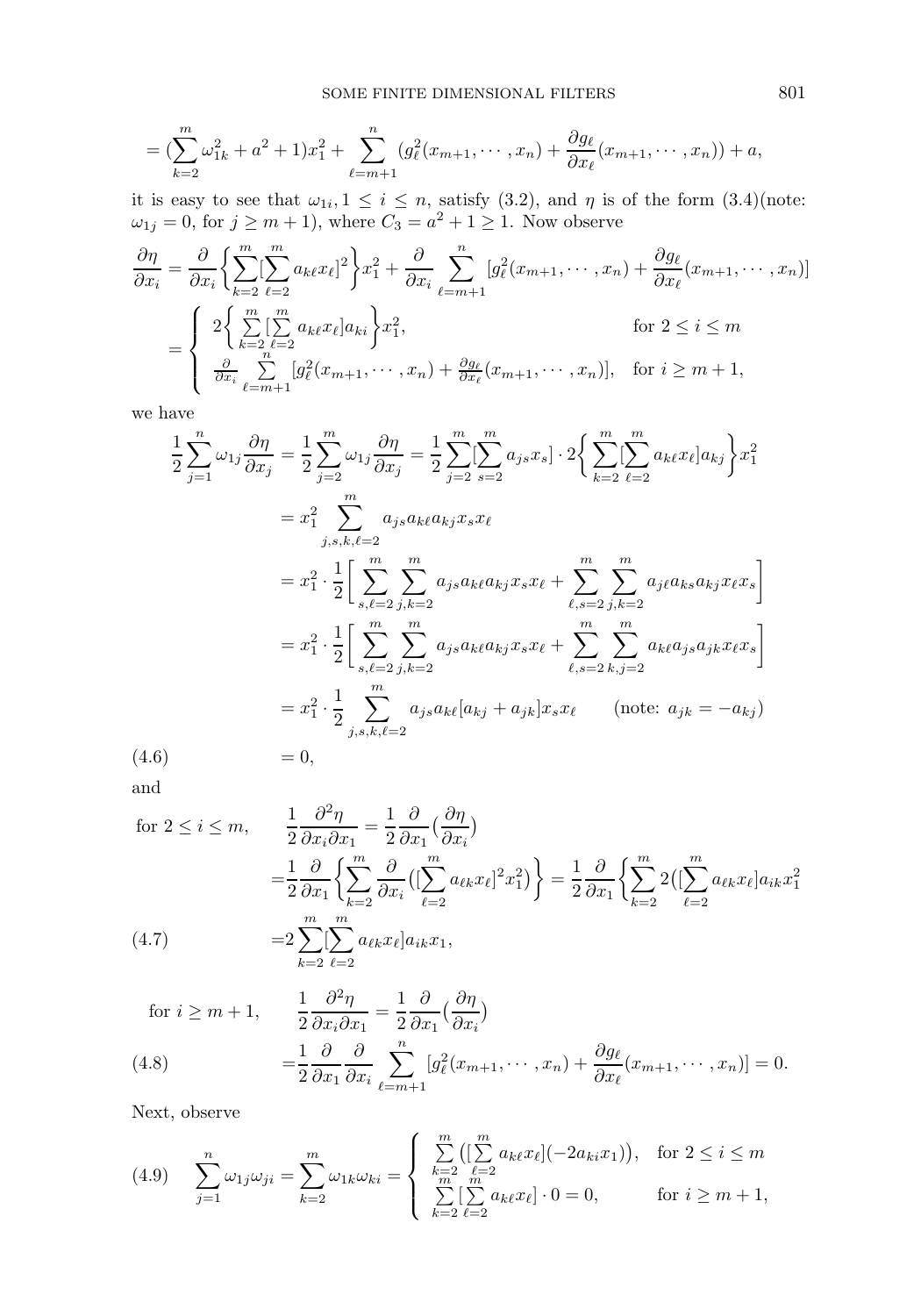$$= (\sum_{k=2}^{m} \omega_{1k}^2 + a^2 + 1)x_1^2 + \sum_{\ell=m+1}^{n} (g_\ell^2(x_{m+1}, \cdots, x_n) + \frac{\partial g_\ell}{\partial x_\ell}(x_{m+1}, \cdots, x_n)) + a,$$

it is easy to see that $\omega_{1i}, 1 \le i \le n$, satisfy (3.2), and $\eta$ is of the form (3.4)(note: $\omega_{1j} = 0$, for $j \ge m+1$), where $C_3 = a^2 + 1 \ge 1$. Now observe

$$\frac{\partial \eta}{\partial x_i} = \frac{\partial}{\partial x_i}\Big\{\sum_{k=2}^{m}[\sum_{\ell=2}^{m} a_{k\ell}x_\ell]^2\Big\}x_1^2 + \frac{\partial}{\partial x_i}\sum_{\ell=m+1}^{n}[g_\ell^2(x_{m+1}, \cdots, x_n) + \frac{\partial g_\ell}{\partial x_\ell}(x_{m+1}, \cdots, x_n)]$$

$$= \begin{cases} 2\Big\{\sum\limits_{k=2}^{m}[\sum\limits_{\ell=2}^{m} a_{k\ell}x_\ell]a_{ki}\Big\}x_1^2, & \text{for } 2 \le i \le m \\ \frac{\partial}{\partial x_i}\sum\limits_{\ell=m+1}^{n}[g_\ell^2(x_{m+1}, \cdots, x_n) + \frac{\partial g_\ell}{\partial x_\ell}(x_{m+1}, \cdots, x_n)], & \text{for } i \ge m+1, \end{cases}$$

we have

$$\begin{aligned}
\frac{1}{2}\sum_{j=1}^{n}\omega_{1j}\frac{\partial \eta}{\partial x_j} &= \frac{1}{2}\sum_{j=2}^{m}\omega_{1j}\frac{\partial \eta}{\partial x_j} = \frac{1}{2}\sum_{j=2}^{m}[\sum_{s=2}^{m} a_{js}x_s]\cdot 2\Big\{\sum_{k=2}^{m}[\sum_{\ell=2}^{m} a_{k\ell}x_\ell]a_{kj}\Big\}x_1^2 \\
&= x_1^2 \sum_{j,s,k,\ell=2}^{m} a_{js}a_{k\ell}a_{kj}x_s x_\ell \\
&= x_1^2 \cdot \frac{1}{2}\Big[\sum_{s,\ell=2}^{m}\sum_{j,k=2}^{m} a_{js}a_{k\ell}a_{kj}x_s x_\ell + \sum_{\ell,s=2}^{m}\sum_{j,k=2}^{m} a_{j\ell}a_{ks}a_{kj}x_\ell x_s\Big] \\
&= x_1^2 \cdot \frac{1}{2}\Big[\sum_{s,\ell=2}^{m}\sum_{j,k=2}^{m} a_{js}a_{k\ell}a_{kj}x_s x_\ell + \sum_{\ell,s=2}^{m}\sum_{k,j=2}^{m} a_{k\ell}a_{js}a_{jk}x_\ell x_s\Big] \\
&= x_1^2 \cdot \frac{1}{2}\sum_{j,s,k,\ell=2}^{m} a_{js}a_{k\ell}[a_{kj} + a_{jk}]x_s x_\ell \qquad (\text{note: } a_{jk} = -a_{kj}) \\
&= 0, \qquad\qquad (4.6)
\end{aligned}$$

and

$$\begin{aligned}
\text{for } 2 \le i \le m, \qquad \frac{1}{2}\frac{\partial^2 \eta}{\partial x_i \partial x_1} &= \frac{1}{2}\frac{\partial}{\partial x_1}(\frac{\partial \eta}{\partial x_i}) \\
&= \frac{1}{2}\frac{\partial}{\partial x_1}\Big\{\sum_{k=2}^{m}\frac{\partial}{\partial x_i}([\sum_{\ell=2}^{m} a_{\ell k}x_\ell]^2 x_1^2)\Big\} = \frac{1}{2}\frac{\partial}{\partial x_1}\Big\{\sum_{k=2}^{m} 2([\sum_{\ell=2}^{m} a_{\ell k}x_\ell]a_{ik}x_1^2 \\
&= 2\sum_{k=2}^{m}[\sum_{\ell=2}^{m} a_{\ell k}x_\ell]a_{ik}x_1, \qquad\qquad (4.7)
\end{aligned}$$

$$\begin{aligned}
\text{for } i \ge m+1, \qquad \frac{1}{2}\frac{\partial^2 \eta}{\partial x_i \partial x_1} &= \frac{1}{2}\frac{\partial}{\partial x_1}(\frac{\partial \eta}{\partial x_i}) \\
&= \frac{1}{2}\frac{\partial}{\partial x_1}\frac{\partial}{\partial x_i}\sum_{\ell=m+1}^{n}[g_\ell^2(x_{m+1}, \cdots, x_n) + \frac{\partial g_\ell}{\partial x_\ell}(x_{m+1}, \cdots, x_n)] = 0. \qquad (4.8)
\end{aligned}$$

Next, observe

$$\sum_{j=1}^{n}\omega_{1j}\omega_{ji} = \sum_{k=2}^{m}\omega_{1k}\omega_{ki} = \begin{cases} \sum\limits_{k=2}^{m}([\sum\limits_{\ell=2}^{m} a_{k\ell}x_\ell](-2a_{ki}x_1)), & \text{for } 2 \le i \le m \\ \sum\limits_{k=2}^{m}[\sum\limits_{\ell=2}^{m} a_{k\ell}x_\ell]\cdot 0 = 0, & \text{for } i \ge m+1, \end{cases} \qquad (4.9)$$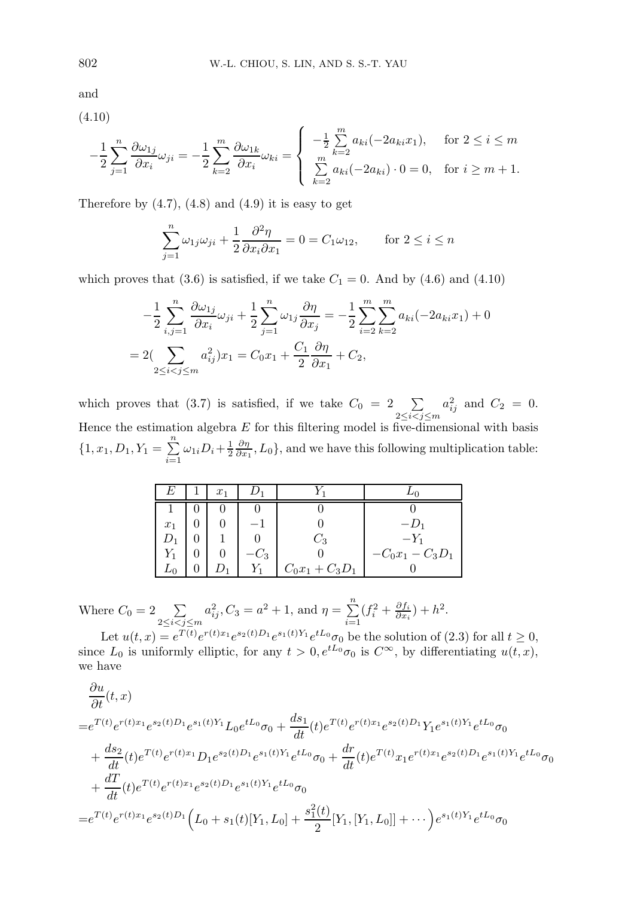and

(4.10)

$$-\frac{1}{2}\sum_{j=1}^{n}\frac{\partial\omega_{1j}}{\partial x_i}\omega_{ji} = -\frac{1}{2}\sum_{k=2}^{m}\frac{\partial\omega_{1k}}{\partial x_i}\omega_{ki} = \begin{cases} -\frac{1}{2}\sum\limits_{k=2}^{m} a_{ki}(-2a_{ki}x_1), & \text{for } 2 \le i \le m \\ \sum\limits_{k=2}^{m} a_{ki}(-2a_{ki}) \cdot 0 = 0, & \text{for } i \ge m+1. \end{cases}$$

Therefore by (4.7), (4.8) and (4.9) it is easy to get

$$\sum_{j=1}^{n}\omega_{1j}\omega_{ji} + \frac{1}{2}\frac{\partial^2\eta}{\partial x_i \partial x_1} = 0 = C_1\omega_{12}, \qquad \text{for } 2 \le i \le n$$

which proves that (3.6) is satisfied, if we take $C_1 = 0$. And by (4.6) and (4.10)

$$\begin{aligned} &-\frac{1}{2}\sum_{i,j=1}^{n}\frac{\partial\omega_{1j}}{\partial x_i}\omega_{ji} + \frac{1}{2}\sum_{j=1}^{n}\omega_{1j}\frac{\partial\eta}{\partial x_j} = -\frac{1}{2}\sum_{i=2}^{m}\sum_{k=2}^{m} a_{ki}(-2a_{ki}x_1) + 0 \\ =& 2(\sum_{2 \le i < j \le m} a_{ij}^2)x_1 = C_0 x_1 + \frac{C_1}{2}\frac{\partial\eta}{\partial x_1} + C_2, \end{aligned}$$

which proves that (3.7) is satisfied, if we take $C_0 = 2\sum_{2 \le i < j \le m} a_{ij}^2$ and $C_2 = 0$. Hence the estimation algebra $E$ for this filtering model is five-dimensional with basis $\{1, x_1, D_1, Y_1 = \sum_{i=1}^{n}\omega_{1i}D_i + \frac{1}{2}\frac{\partial\eta}{\partial x_1}, L_0\}$, and we have this following multiplication table:

| $E$ | $1$ | $x_1$ | $D_1$ | $Y_1$ | $L_0$ |
|---|---|---|---|---|---|
| $1$ | $0$ | $0$ | $0$ | $0$ | $0$ |
| $x_1$ | $0$ | $0$ | $-1$ | $0$ | $-D_1$ |
| $D_1$ | $0$ | $1$ | $0$ | $C_3$ | $-Y_1$ |
| $Y_1$ | $0$ | $0$ | $-C_3$ | $0$ | $-C_0x_1 - C_3D_1$ |
| $L_0$ | $0$ | $D_1$ | $Y_1$ | $C_0x_1 + C_3D_1$ | $0$ |

Where $C_0 = 2\sum_{2 \le i < j \le m} a_{ij}^2, C_3 = a^2 + 1$, and $\eta = \sum_{i=1}^{n}(f_i^2 + \frac{\partial f_i}{\partial x_i}) + h^2$.

Let $u(t,x) = e^{T(t)}e^{r(t)x_1}e^{s_2(t)D_1}e^{s_1(t)Y_1}e^{tL_0}\sigma_0$ be the solution of (2.3) for all $t \ge 0$, since $L_0$ is uniformly elliptic, for any $t > 0, e^{tL_0}\sigma_0$ is $C^\infty$, by differentiating $u(t,x)$, we have

$$\begin{aligned} &\frac{\partial u}{\partial t}(t,x) \\ =& e^{T(t)}e^{r(t)x_1}e^{s_2(t)D_1}e^{s_1(t)Y_1}L_0e^{tL_0}\sigma_0 + \frac{ds_1}{dt}(t)e^{T(t)}e^{r(t)x_1}e^{s_2(t)D_1}Y_1e^{s_1(t)Y_1}e^{tL_0}\sigma_0 \\ &+ \frac{ds_2}{dt}(t)e^{T(t)}e^{r(t)x_1}D_1e^{s_2(t)D_1}e^{s_1(t)Y_1}e^{tL_0}\sigma_0 + \frac{dr}{dt}(t)e^{T(t)}x_1e^{r(t)x_1}e^{s_2(t)D_1}e^{s_1(t)Y_1}e^{tL_0}\sigma_0 \\ &+ \frac{dT}{dt}(t)e^{T(t)}e^{r(t)x_1}e^{s_2(t)D_1}e^{s_1(t)Y_1}e^{tL_0}\sigma_0 \\ =& e^{T(t)}e^{r(t)x_1}e^{s_2(t)D_1}\Big(L_0 + s_1(t)[Y_1, L_0] + \frac{s_1^2(t)}{2}[Y_1,[Y_1,L_0]] + \cdots\Big)e^{s_1(t)Y_1}e^{tL_0}\sigma_0 \end{aligned}$$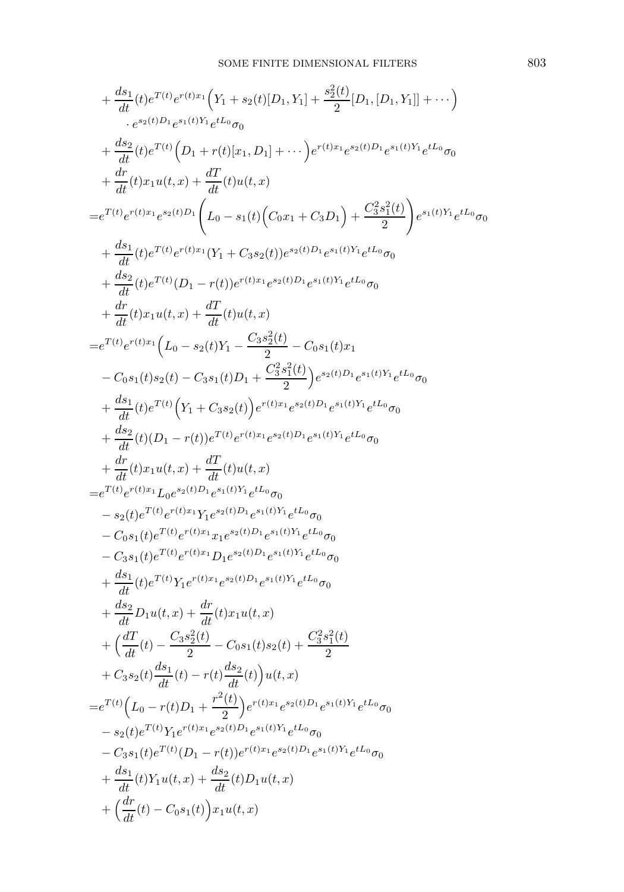$$
\begin{aligned}
&+\frac{ds_1}{dt}(t)e^{T(t)}e^{r(t)x_1}\Big(Y_1+s_2(t)[D_1,Y_1]+\frac{s_2^2(t)}{2}[D_1,[D_1,Y_1]]+\cdots\Big)\\
&\qquad\cdot e^{s_2(t)D_1}e^{s_1(t)Y_1}e^{tL_0}\sigma_0\\
&+\frac{ds_2}{dt}(t)e^{T(t)}\Big(D_1+r(t)[x_1,D_1]+\cdots\Big)e^{r(t)x_1}e^{s_2(t)D_1}e^{s_1(t)Y_1}e^{tL_0}\sigma_0\\
&+\frac{dr}{dt}(t)x_1u(t,x)+\frac{dT}{dt}(t)u(t,x)\\
=&e^{T(t)}e^{r(t)x_1}e^{s_2(t)D_1}\left(L_0-s_1(t)\Big(C_0x_1+C_3D_1\Big)+\frac{C_3^2s_1^2(t)}{2}\right)e^{s_1(t)Y_1}e^{tL_0}\sigma_0\\
&+\frac{ds_1}{dt}(t)e^{T(t)}e^{r(t)x_1}(Y_1+C_3s_2(t))e^{s_2(t)D_1}e^{s_1(t)Y_1}e^{tL_0}\sigma_0\\
&+\frac{ds_2}{dt}(t)e^{T(t)}(D_1-r(t))e^{r(t)x_1}e^{s_2(t)D_1}e^{s_1(t)Y_1}e^{tL_0}\sigma_0\\
&+\frac{dr}{dt}(t)x_1u(t,x)+\frac{dT}{dt}(t)u(t,x)\\
=&e^{T(t)}e^{r(t)x_1}\Big(L_0-s_2(t)Y_1-\frac{C_3s_2^2(t)}{2}-C_0s_1(t)x_1\\
&-C_0s_1(t)s_2(t)-C_3s_1(t)D_1+\frac{C_3^2s_1^2(t)}{2}\Big)e^{s_2(t)D_1}e^{s_1(t)Y_1}e^{tL_0}\sigma_0\\
&+\frac{ds_1}{dt}(t)e^{T(t)}\Big(Y_1+C_3s_2(t)\Big)e^{r(t)x_1}e^{s_2(t)D_1}e^{s_1(t)Y_1}e^{tL_0}\sigma_0\\
&+\frac{ds_2}{dt}(t)(D_1-r(t))e^{T(t)}e^{r(t)x_1}e^{s_2(t)D_1}e^{s_1(t)Y_1}e^{tL_0}\sigma_0\\
&+\frac{dr}{dt}(t)x_1u(t,x)+\frac{dT}{dt}(t)u(t,x)\\
=&e^{T(t)}e^{r(t)x_1}L_0e^{s_2(t)D_1}e^{s_1(t)Y_1}e^{tL_0}\sigma_0\\
&-s_2(t)e^{T(t)}e^{r(t)x_1}Y_1e^{s_2(t)D_1}e^{s_1(t)Y_1}e^{tL_0}\sigma_0\\
&-C_0s_1(t)e^{T(t)}e^{r(t)x_1}x_1e^{s_2(t)D_1}e^{s_1(t)Y_1}e^{tL_0}\sigma_0\\
&-C_3s_1(t)e^{T(t)}e^{r(t)x_1}D_1e^{s_2(t)D_1}e^{s_1(t)Y_1}e^{tL_0}\sigma_0\\
&+\frac{ds_1}{dt}(t)e^{T(t)}Y_1e^{r(t)x_1}e^{s_2(t)D_1}e^{s_1(t)Y_1}e^{tL_0}\sigma_0\\
&+\frac{ds_2}{dt}D_1u(t,x)+\frac{dr}{dt}(t)x_1u(t,x)\\
&+\Big(\frac{dT}{dt}(t)-\frac{C_3s_2^2(t)}{2}-C_0s_1(t)s_2(t)+\frac{C_3^2s_1^2(t)}{2}\\
&+C_3s_2(t)\frac{ds_1}{dt}(t)-r(t)\frac{ds_2}{dt}(t)\Big)u(t,x)\\
=&e^{T(t)}\Big(L_0-r(t)D_1+\frac{r^2(t)}{2}\Big)e^{r(t)x_1}e^{s_2(t)D_1}e^{s_1(t)Y_1}e^{tL_0}\sigma_0\\
&-s_2(t)e^{T(t)}Y_1e^{r(t)x_1}e^{s_2(t)D_1}e^{s_1(t)Y_1}e^{tL_0}\sigma_0\\
&-C_3s_1(t)e^{T(t)}(D_1-r(t))e^{r(t)x_1}e^{s_2(t)D_1}e^{s_1(t)Y_1}e^{tL_0}\sigma_0\\
&+\frac{ds_1}{dt}(t)Y_1u(t,x)+\frac{ds_2}{dt}(t)D_1u(t,x)\\
&+\Big(\frac{dr}{dt}(t)-C_0s_1(t)\Big)x_1u(t,x)
\end{aligned}
$$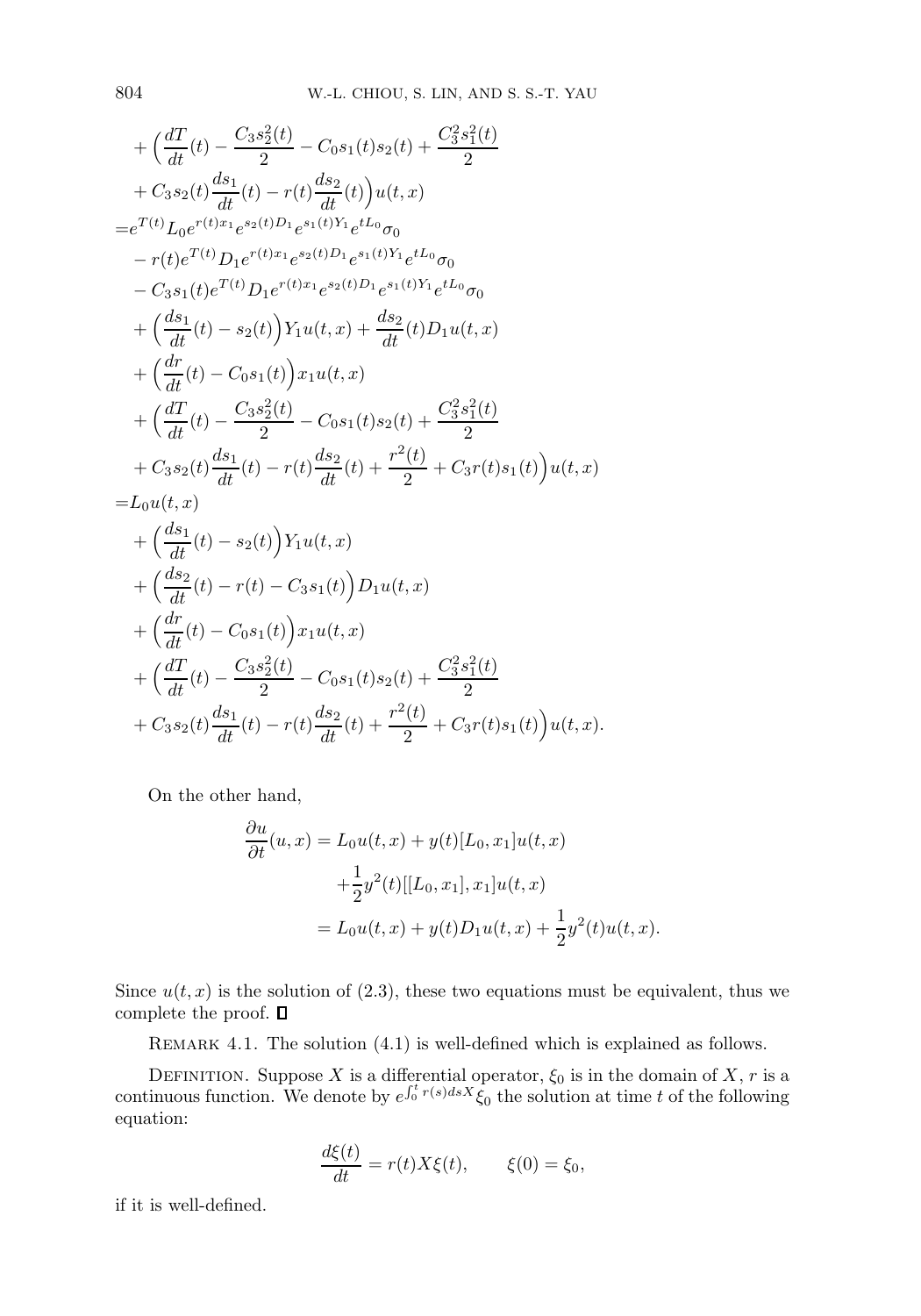$$
\begin{aligned}
&+\Big(\frac{dT}{dt}(t)-\frac{C_3s_2^2(t)}{2}-C_0s_1(t)s_2(t)+\frac{C_3^2s_1^2(t)}{2}\\
&+C_3s_2(t)\frac{ds_1}{dt}(t)-r(t)\frac{ds_2}{dt}(t)\Big)u(t,x)\\
=&e^{T(t)}L_0e^{r(t)x_1}e^{s_2(t)D_1}e^{s_1(t)Y_1}e^{tL_0}\sigma_0\\
&-r(t)e^{T(t)}D_1e^{r(t)x_1}e^{s_2(t)D_1}e^{s_1(t)Y_1}e^{tL_0}\sigma_0\\
&-C_3s_1(t)e^{T(t)}D_1e^{r(t)x_1}e^{s_2(t)D_1}e^{s_1(t)Y_1}e^{tL_0}\sigma_0\\
&+\Big(\frac{ds_1}{dt}(t)-s_2(t)\Big)Y_1u(t,x)+\frac{ds_2}{dt}(t)D_1u(t,x)\\
&+\Big(\frac{dr}{dt}(t)-C_0s_1(t)\Big)x_1u(t,x)\\
&+\Big(\frac{dT}{dt}(t)-\frac{C_3s_2^2(t)}{2}-C_0s_1(t)s_2(t)+\frac{C_3^2s_1^2(t)}{2}\\
&+C_3s_2(t)\frac{ds_1}{dt}(t)-r(t)\frac{ds_2}{dt}(t)+\frac{r^2(t)}{2}+C_3r(t)s_1(t)\Big)u(t,x)\\
=&L_0u(t,x)\\
&+\Big(\frac{ds_1}{dt}(t)-s_2(t)\Big)Y_1u(t,x)\\
&+\Big(\frac{ds_2}{dt}(t)-r(t)-C_3s_1(t)\Big)D_1u(t,x)\\
&+\Big(\frac{dr}{dt}(t)-C_0s_1(t)\Big)x_1u(t,x)\\
&+\Big(\frac{dT}{dt}(t)-\frac{C_3s_2^2(t)}{2}-C_0s_1(t)s_2(t)+\frac{C_3^2s_1^2(t)}{2}\\
&+C_3s_2(t)\frac{ds_1}{dt}(t)-r(t)\frac{ds_2}{dt}(t)+\frac{r^2(t)}{2}+C_3r(t)s_1(t)\Big)u(t,x).
\end{aligned}
$$

On the other hand,

$$
\begin{aligned}
\frac{\partial u}{\partial t}(u,x) &= L_0u(t,x)+y(t)[L_0,x_1]u(t,x)\\
&\quad+\frac{1}{2}y^2(t)[[L_0,x_1],x_1]u(t,x)\\
&= L_0u(t,x)+y(t)D_1u(t,x)+\frac{1}{2}y^2(t)u(t,x).
\end{aligned}
$$

Since $u(t,x)$ is the solution of (2.3), these two equations must be equivalent, thus we complete the proof. ∎

Remark 4.1. The solution (4.1) is well-defined which is explained as follows.

Definition. Suppose $X$ is a differential operator, $\xi_0$ is in the domain of $X$, $r$ is a continuous function. We denote by $e^{\int_0^t r(s)dsX}\xi_0$ the solution at time $t$ of the following equation:

$$
\frac{d\xi(t)}{dt}=r(t)X\xi(t), \qquad \xi(0)=\xi_0,
$$

if it is well-defined.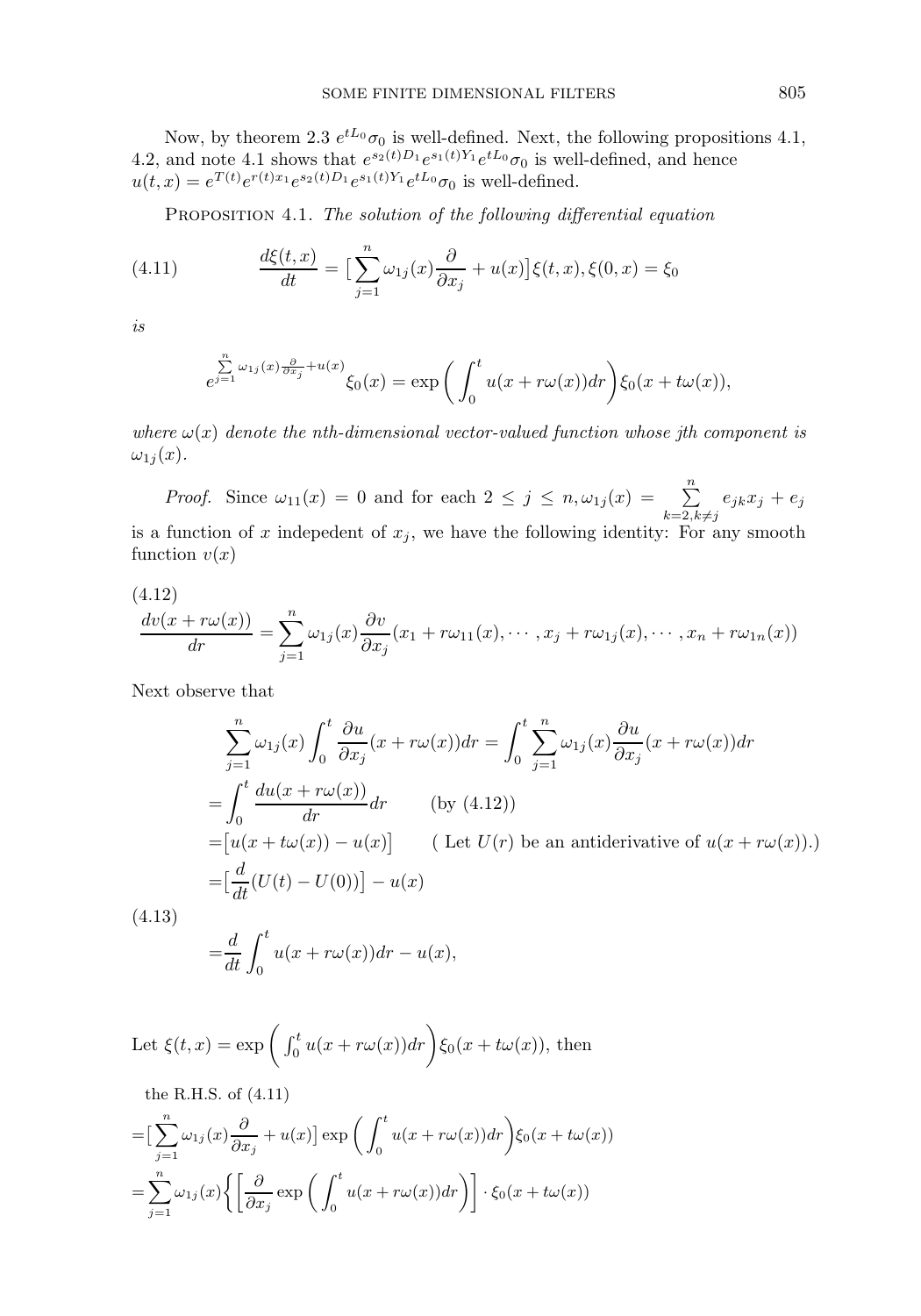Now, by theorem 2.3 $e^{tL_0}\sigma_0$ is well-defined. Next, the following propositions 4.1, 4.2, and note 4.1 shows that $e^{s_2(t)D_1}e^{s_1(t)Y_1}e^{tL_0}\sigma_0$ is well-defined, and hence $u(t,x) = e^{T(t)}e^{r(t)x_1}e^{s_2(t)D_1}e^{s_1(t)Y_1}e^{tL_0}\sigma_0$ is well-defined.

Proposition 4.1. *The solution of the following differential equation*

$$\frac{d\xi(t,x)}{dt} = \big[\sum_{j=1}^{n}\omega_{1j}(x)\frac{\partial}{\partial x_j} + u(x)\big]\xi(t,x), \xi(0,x) = \xi_0 \tag{4.11}$$

*is*

$$e^{\sum\limits_{j=1}^{n}\omega_{1j}(x)\frac{\partial}{\partial x_j}+u(x)}\xi_0(x) = \exp\bigg(\int_0^t u(x+r\omega(x))dr\bigg)\xi_0(x+t\omega(x)),$$

*where $\omega(x)$ denote the nth-dimensional vector-valued function whose jth component is $\omega_{1j}(x)$.*

*Proof.* Since $\omega_{11}(x) = 0$ and for each $2 \le j \le n, \omega_{1j}(x) = \sum\limits_{k=2,k\ne j}^{n} e_{jk}x_j + e_j$ is a function of $x$ indepedent of $x_j$, we have the following identity: For any smooth function $v(x)$

$$\frac{dv(x+r\omega(x))}{dr} = \sum_{j=1}^{n}\omega_{1j}(x)\frac{\partial v}{\partial x_j}(x_1 + r\omega_{11}(x), \cdots, x_j + r\omega_{1j}(x), \cdots, x_n + r\omega_{1n}(x)) \tag{4.12}$$

Next observe that

$$\begin{aligned}
&\sum_{j=1}^{n}\omega_{1j}(x)\int_0^t \frac{\partial u}{\partial x_j}(x+r\omega(x))dr = \int_0^t \sum_{j=1}^{n}\omega_{1j}(x)\frac{\partial u}{\partial x_j}(x+r\omega(x))dr \\
=&\int_0^t \frac{du(x+r\omega(x))}{dr}dr \qquad \text{(by (4.12))} \\
=&\big[u(x+t\omega(x)) - u(x)\big] \qquad \text{( Let } U(r) \text{ be an antiderivative of } u(x+r\omega(x)).) \\
=&\big[\frac{d}{dt}(U(t) - U(0))\big] - u(x) \\
=&\frac{d}{dt}\int_0^t u(x+r\omega(x))dr - u(x),
\end{aligned} \tag{4.13}$$

Let $\xi(t,x) = \exp\bigg(\int_0^t u(x+r\omega(x))dr\bigg)\xi_0(x+t\omega(x))$, then

$$\begin{aligned}
&\text{the R.H.S. of (4.11)} \\
=&\big[\sum_{j=1}^{n}\omega_{1j}(x)\frac{\partial}{\partial x_j} + u(x)\big]\exp\bigg(\int_0^t u(x+r\omega(x))dr\bigg)\xi_0(x+t\omega(x)) \\
=&\sum_{j=1}^{n}\omega_{1j}(x)\bigg\{\bigg[\frac{\partial}{\partial x_j}\exp\bigg(\int_0^t u(x+r\omega(x))dr\bigg)\bigg]\cdot\xi_0(x+t\omega(x))
\end{aligned}$$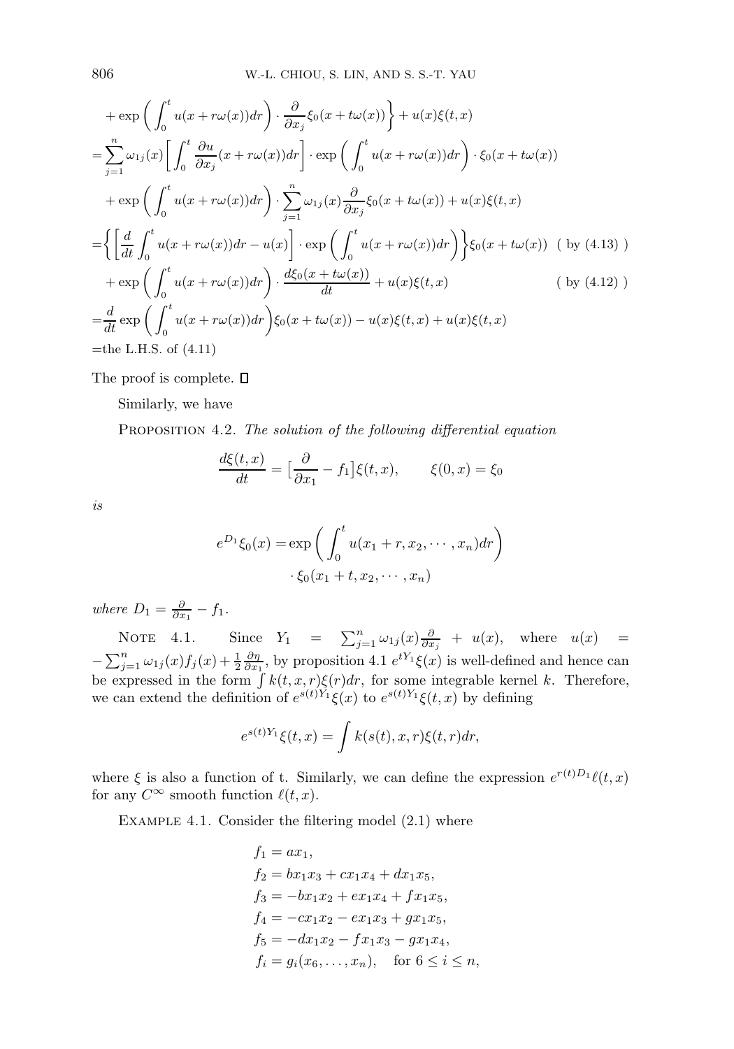$$
\begin{aligned}
&+ \exp\bigg(\int_0^t u(x+r\omega(x))dr\bigg)\cdot \frac{\partial}{\partial x_j}\xi_0(x+t\omega(x))\bigg\} + u(x)\xi(t,x)\\
=&\sum_{j=1}^n \omega_{1j}(x)\bigg[\int_0^t \frac{\partial u}{\partial x_j}(x+r\omega(x))dr\bigg]\cdot \exp\bigg(\int_0^t u(x+r\omega(x))dr\bigg)\cdot \xi_0(x+t\omega(x))\\
&+ \exp\bigg(\int_0^t u(x+r\omega(x))dr\bigg)\cdot \sum_{j=1}^n \omega_{1j}(x)\frac{\partial}{\partial x_j}\xi_0(x+t\omega(x)) + u(x)\xi(t,x)\\
=&\bigg\{\bigg[\frac{d}{dt}\int_0^t u(x+r\omega(x))dr - u(x)\bigg]\cdot \exp\bigg(\int_0^t u(x+r\omega(x))dr\bigg)\bigg\}\xi_0(x+t\omega(x)) \quad \text{( by (4.13) )}\\
&+ \exp\bigg(\int_0^t u(x+r\omega(x))dr\bigg)\cdot \frac{d\xi_0(x+t\omega(x))}{dt} + u(x)\xi(t,x) \qquad \text{( by (4.12) )}\\
=&\frac{d}{dt}\exp\bigg(\int_0^t u(x+r\omega(x))dr\bigg)\xi_0(x+t\omega(x)) - u(x)\xi(t,x) + u(x)\xi(t,x)\\
=&\text{the L.H.S. of (4.11)}
\end{aligned}
$$

The proof is complete. □

Similarly, we have

PROPOSITION 4.2. *The solution of the following differential equation*

$$
\frac{d\xi(t,x)}{dt} = \big[\frac{\partial}{\partial x_1} - f_1\big]\xi(t,x), \qquad \xi(0,x) = \xi_0
$$

*is*

$$
\begin{aligned}
e^{D_1}\xi_0(x) =& \exp\bigg(\int_0^t u(x_1+r, x_2, \cdots, x_n)dr\bigg)\\
&\cdot \xi_0(x_1+t, x_2, \cdots, x_n)
\end{aligned}
$$

*where* $D_1 = \frac{\partial}{\partial x_1} - f_1$.

NOTE 4.1. Since $Y_1 = \sum_{j=1}^n \omega_{1j}(x)\frac{\partial}{\partial x_j} + u(x)$, where $u(x) = -\sum_{j=1}^n \omega_{1j}(x)f_j(x) + \frac{1}{2}\frac{\partial \eta}{\partial x_1}$, by proposition 4.1 $e^{tY_1}\xi(x)$ is well-defined and hence can be expressed in the form $\int k(t,x,r)\xi(r)dr$, for some integrable kernel $k$. Therefore, we can extend the definition of $e^{s(t)Y_1}\xi(x)$ to $e^{s(t)Y_1}\xi(t,x)$ by defining

$$
e^{s(t)Y_1}\xi(t,x) = \int k(s(t),x,r)\xi(t,r)dr,
$$

where $\xi$ is also a function of t. Similarly, we can define the expression $e^{r(t)D_1}\ell(t,x)$ for any $C^\infty$ smooth function $\ell(t,x)$.

EXAMPLE 4.1. Consider the filtering model (2.1) where

$$
\begin{aligned}
f_1 &= ax_1,\\
f_2 &= bx_1x_3 + cx_1x_4 + dx_1x_5,\\
f_3 &= -bx_1x_2 + ex_1x_4 + fx_1x_5,\\
f_4 &= -cx_1x_2 - ex_1x_3 + gx_1x_5,\\
f_5 &= -dx_1x_2 - fx_1x_3 - gx_1x_4,\\
f_i &= g_i(x_6,\ldots,x_n), \quad \text{for } 6 \le i \le n,
\end{aligned}
$$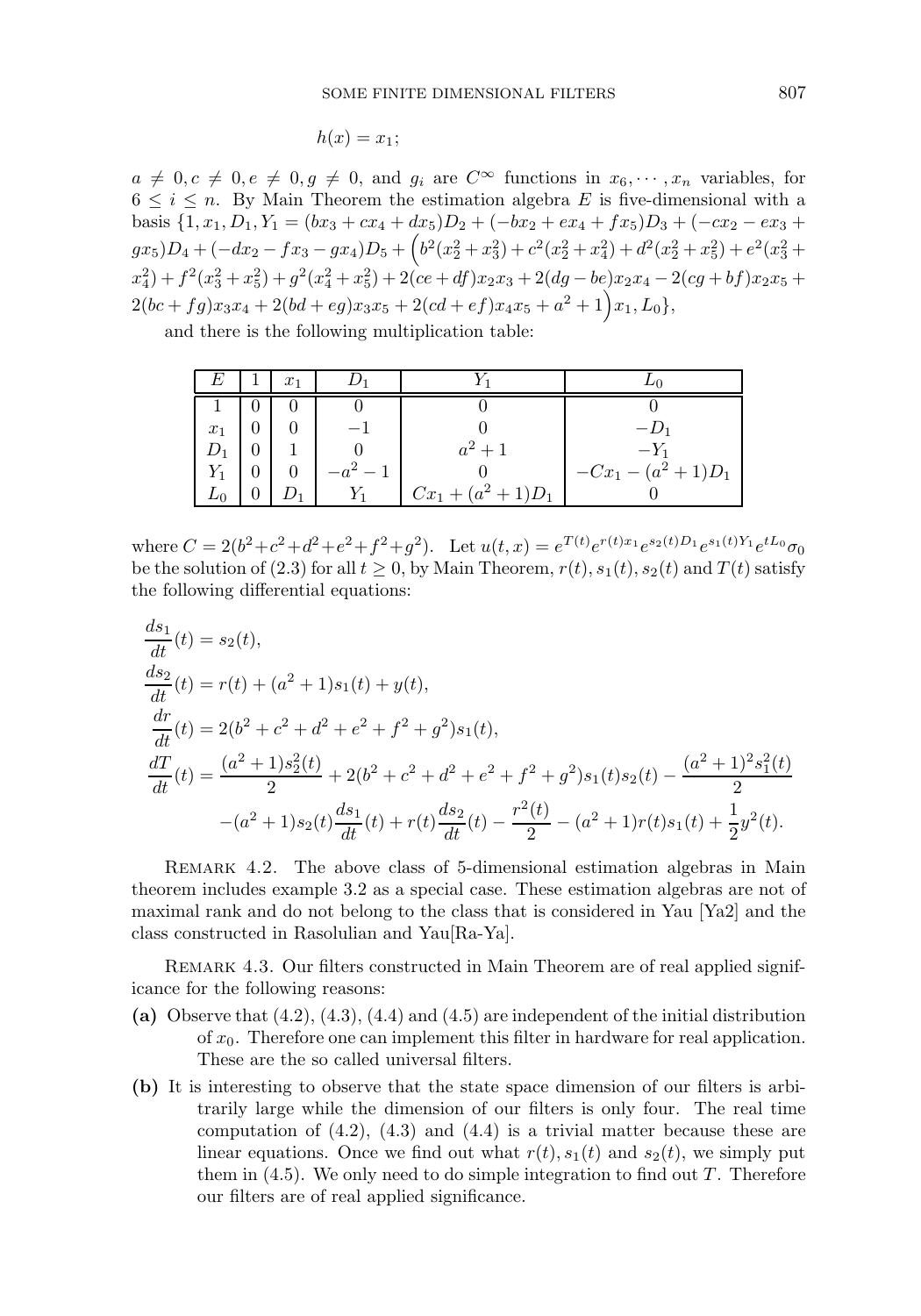$$h(x) = x_1;$$

$a \neq 0, c \neq 0, e \neq 0, g \neq 0$, and $g_i$ are $C^\infty$ functions in $x_6, \cdots, x_n$ variables, for $6 \leq i \leq n$. By Main Theorem the estimation algebra $E$ is five-dimensional with a basis $\{1, x_1, D_1, Y_1 = (bx_3 + cx_4 + dx_5)D_2 + (-bx_2 + ex_4 + fx_5)D_3 + (-cx_2 - ex_3 + gx_5)D_4 + (-dx_2 - fx_3 - gx_4)D_5 + \Big(b^2(x_2^2 + x_3^2) + c^2(x_2^2 + x_4^2) + d^2(x_2^2 + x_5^2) + e^2(x_3^2 + x_4^2) + f^2(x_3^2 + x_5^2) + g^2(x_4^2 + x_5^2) + 2(ce + df)x_2x_3 + 2(dg - be)x_2x_4 - 2(cg + bf)x_2x_5 + 2(bc + fg)x_3x_4 + 2(bd + eg)x_3x_5 + 2(cd + ef)x_4x_5 + a^2 + 1\Big)x_1, L_0\}$,

and there is the following multiplication table:

| $E$ | $1$ | $x_1$ | $D_1$ | $Y_1$ | $L_0$ |
|---|---|---|---|---|---|
| $1$ | $0$ | $0$ | $0$ | $0$ | $0$ |
| $x_1$ | $0$ | $0$ | $-1$ | $0$ | $-D_1$ |
| $D_1$ | $0$ | $1$ | $0$ | $a^2+1$ | $-Y_1$ |
| $Y_1$ | $0$ | $0$ | $-a^2-1$ | $0$ | $-Cx_1 - (a^2+1)D_1$ |
| $L_0$ | $0$ | $D_1$ | $Y_1$ | $Cx_1 + (a^2+1)D_1$ | $0$ |

where $C = 2(b^2+c^2+d^2+e^2+f^2+g^2)$. Let $u(t,x) = e^{T(t)}e^{r(t)x_1}e^{s_2(t)D_1}e^{s_1(t)Y_1}e^{tL_0}\sigma_0$ be the solution of (2.3) for all $t \geq 0$, by Main Theorem, $r(t), s_1(t), s_2(t)$ and $T(t)$ satisfy the following differential equations:

$$\begin{aligned}
\frac{ds_1}{dt}(t) &= s_2(t),\\
\frac{ds_2}{dt}(t) &= r(t) + (a^2+1)s_1(t) + y(t),\\
\frac{dr}{dt}(t) &= 2(b^2+c^2+d^2+e^2+f^2+g^2)s_1(t),\\
\frac{dT}{dt}(t) &= \frac{(a^2+1)s_2^2(t)}{2} + 2(b^2+c^2+d^2+e^2+f^2+g^2)s_1(t)s_2(t) - \frac{(a^2+1)^2s_1^2(t)}{2}\\
&\quad -(a^2+1)s_2(t)\frac{ds_1}{dt}(t) + r(t)\frac{ds_2}{dt}(t) - \frac{r^2(t)}{2} - (a^2+1)r(t)s_1(t) + \frac{1}{2}y^2(t).
\end{aligned}$$

Remark 4.2. The above class of 5-dimensional estimation algebras in Main theorem includes example 3.2 as a special case. These estimation algebras are not of maximal rank and do not belong to the class that is considered in Yau [Ya2] and the class constructed in Rasolulian and Yau[Ra-Ya].

Remark 4.3. Our filters constructed in Main Theorem are of real applied significance for the following reasons:

- **(a)** Observe that (4.2), (4.3), (4.4) and (4.5) are independent of the initial distribution of $x_0$. Therefore one can implement this filter in hardware for real application. These are the so called universal filters.
- **(b)** It is interesting to observe that the state space dimension of our filters is arbitrarily large while the dimension of our filters is only four. The real time computation of (4.2), (4.3) and (4.4) is a trivial matter because these are linear equations. Once we find out what $r(t), s_1(t)$ and $s_2(t)$, we simply put them in (4.5). We only need to do simple integration to find out $T$. Therefore our filters are of real applied significance.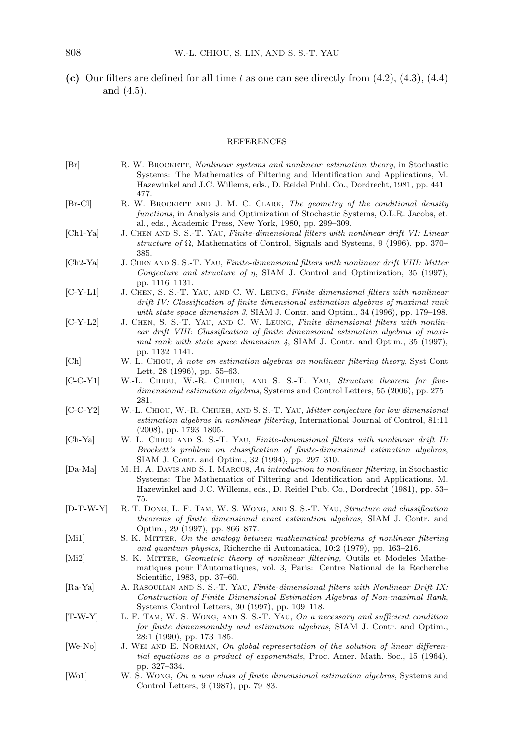**(c)** Our filters are defined for all time $t$ as one can see directly from (4.2), (4.3), (4.4) and (4.5).

## REFERENCES

[Br] R. W. Brockett, *Nonlinear systems and nonlinear estimation theory*, in Stochastic Systems: The Mathematics of Filtering and Identification and Applications, M. Hazewinkel and J.C. Willems, eds., D. Reidel Publ. Co., Dordrecht, 1981, pp. 441–477.

[Br-Cl] R. W. Brockett and J. M. C. Clark, *The geometry of the conditional density functions*, in Analysis and Optimization of Stochastic Systems, O.L.R. Jacobs, et. al., eds., Academic Press, New York, 1980, pp. 299–309.

[Ch1-Ya] J. Chen and S. S.-T. Yau, *Finite-dimensional filters with nonlinear drift VI: Linear structure of $\Omega$,* Mathematics of Control, Signals and Systems, 9 (1996), pp. 370–385.

[Ch2-Ya] J. Chen and S. S.-T. Yau, *Finite-dimensional filters with nonlinear drift VIII: Mitter Conjecture and structure of $\eta$*, SIAM J. Control and Optimization, 35 (1997), pp. 1116–1131.

[C-Y-L1] J. Chen, S. S.-T. Yau, and C. W. Leung, *Finite dimensional filters with nonlinear drift IV: Classification of finite dimensional estimation algebras of maximal rank with state space dimension 3*, SIAM J. Contr. and Optim., 34 (1996), pp. 179–198.

[C-Y-L2] J. Chen, S. S.-T. Yau, and C. W. Leung, *Finite dimensional filters with nonlinear drift VIII: Classification of finite dimensional estimation algebras of maximal rank with state space dimension 4*, SIAM J. Contr. and Optim., 35 (1997), pp. 1132–1141.

[Ch] W. L. Chiou, *A note on estimation algebras on nonlinear filtering theory*, Syst Cont Lett, 28 (1996), pp. 55–63.

[C-C-Y1] W.-L. Chiou, W.-R. Chiueh, and S. S.-T. Yau, *Structure theorem for five-dimensional estimation algebras*, Systems and Control Letters, 55 (2006), pp. 275–281.

[C-C-Y2] W.-L. Chiou, W.-R. Chiueh, and S. S.-T. Yau, *Mitter conjecture for low dimensional estimation algebras in nonlinear filtering*, International Journal of Control, 81:11 (2008), pp. 1793–1805.

[Ch-Ya] W. L. Chiou and S. S.-T. Yau, *Finite-dimensional filters with nonlinear drift II: Brockett's problem on classification of finite-dimensional estimation algebras*, SIAM J. Contr. and Optim., 32 (1994), pp. 297–310.

[Da-Ma] M. H. A. Davis and S. I. Marcus, *An introduction to nonlinear filtering*, in Stochastic Systems: The Mathematics of Filtering and Identification and Applications, M. Hazewinkel and J.C. Willems, eds., D. Reidel Pub. Co., Dordrecht (1981), pp. 53–75.

[D-T-W-Y] R. T. Dong, L. F. Tam, W. S. Wong, and S. S.-T. Yau, *Structure and classification theorems of finite dimensional exact estimation algebras*, SIAM J. Contr. and Optim., 29 (1997), pp. 866–877.

[Mi1] S. K. Mitter, *On the analogy between mathematical problems of nonlinear filtering and quantum physics*, Richerche di Automatica, 10:2 (1979), pp. 163–216.

[Mi2] S. K. Mitter, *Geometric theory of nonlinear filtering*, Outils et Modeles Mathematiques pour l'Automatiques, vol. 3, Paris: Centre National de la Recherche Scientific, 1983, pp. 37–60.

[Ra-Ya] A. Rasoulian and S. S.-T. Yau, *Finite-dimensional filters with Nonlinear Drift IX: Construction of Finite Dimensional Estimation Algebras of Non-maximal Rank*, Systems Control Letters, 30 (1997), pp. 109–118.

[T-W-Y] L. F. Tam, W. S. Wong, and S. S.-T. Yau, *On a necessary and sufficient condition for finite dimensionality and estimation algebras*, SIAM J. Contr. and Optim., 28:1 (1990), pp. 173–185.

[We-No] J. Wei and E. Norman, *On global represertation of the solution of linear differential equations as a product of exponentials*, Proc. Amer. Math. Soc., 15 (1964), pp. 327–334.

[Wo1] W. S. Wong, *On a new class of finite dimensional estimation algebras*, Systems and Control Letters, 9 (1987), pp. 79–83.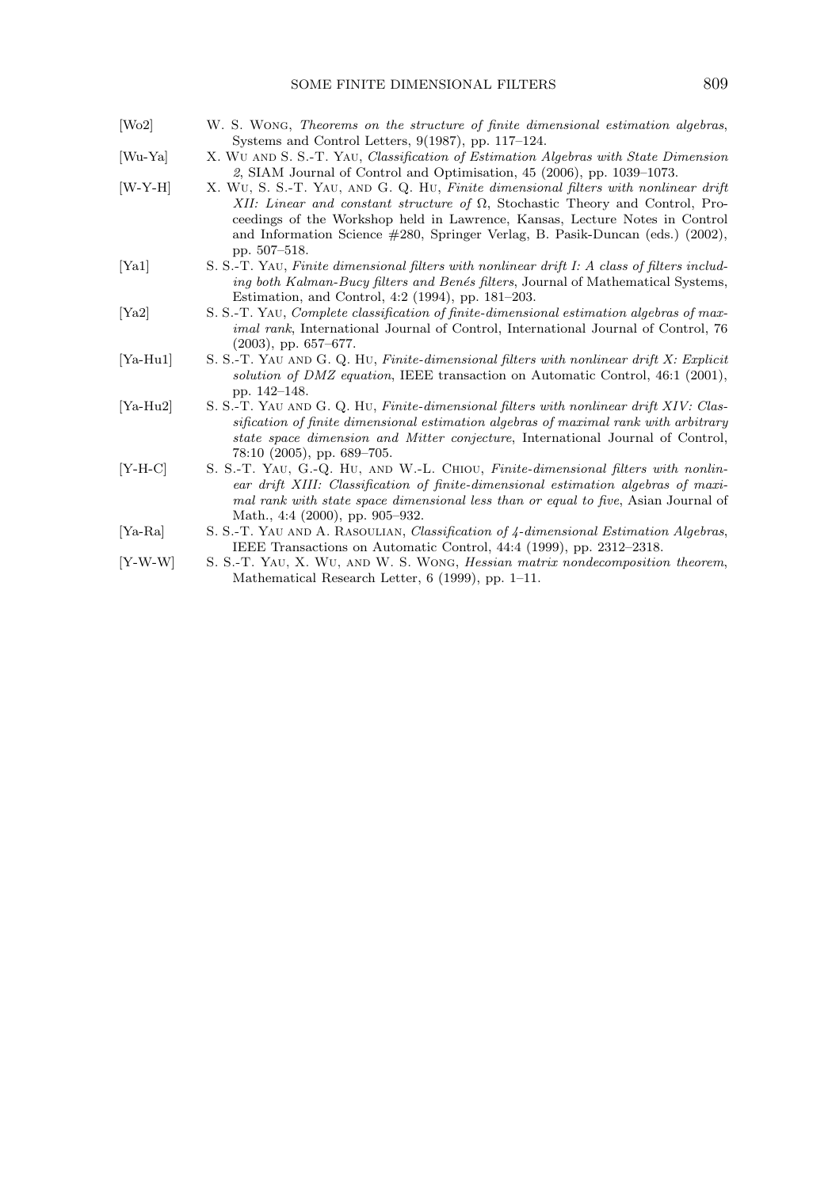[Wo2] W. S. Wong, *Theorems on the structure of finite dimensional estimation algebras*, Systems and Control Letters, 9(1987), pp. 117–124.

[Wu-Ya] X. Wu and S. S.-T. Yau, *Classification of Estimation Algebras with State Dimension 2*, SIAM Journal of Control and Optimisation, 45 (2006), pp. 1039–1073.

[W-Y-H] X. Wu, S. S.-T. Yau, and G. Q. Hu, *Finite dimensional filters with nonlinear drift XII: Linear and constant structure of* $\Omega$, Stochastic Theory and Control, Proceedings of the Workshop held in Lawrence, Kansas, Lecture Notes in Control and Information Science #280, Springer Verlag, B. Pasik-Duncan (eds.) (2002), pp. 507–518.

[Ya1] S. S.-T. Yau, *Finite dimensional filters with nonlinear drift I: A class of filters including both Kalman-Bucy filters and Benés filters*, Journal of Mathematical Systems, Estimation, and Control, 4:2 (1994), pp. 181–203.

[Ya2] S. S.-T. Yau, *Complete classification of finite-dimensional estimation algebras of maximal rank*, International Journal of Control, International Journal of Control, 76 (2003), pp. 657–677.

[Ya-Hu1] S. S.-T. Yau and G. Q. Hu, *Finite-dimensional filters with nonlinear drift X: Explicit solution of DMZ equation*, IEEE transaction on Automatic Control, 46:1 (2001), pp. 142–148.

[Ya-Hu2] S. S.-T. Yau and G. Q. Hu, *Finite-dimensional filters with nonlinear drift XIV: Classification of finite dimensional estimation algebras of maximal rank with arbitrary state space dimension and Mitter conjecture*, International Journal of Control, 78:10 (2005), pp. 689–705.

[Y-H-C] S. S.-T. Yau, G.-Q. Hu, and W.-L. Chiou, *Finite-dimensional filters with nonlinear drift XIII: Classification of finite-dimensional estimation algebras of maximal rank with state space dimensional less than or equal to five*, Asian Journal of Math., 4:4 (2000), pp. 905–932.

[Ya-Ra] S. S.-T. Yau and A. Rasoulian, *Classification of 4-dimensional Estimation Algebras*, IEEE Transactions on Automatic Control, 44:4 (1999), pp. 2312–2318.

[Y-W-W] S. S.-T. Yau, X. Wu, and W. S. Wong, *Hessian matrix nondecomposition theorem*, Mathematical Research Letter, 6 (1999), pp. 1–11.